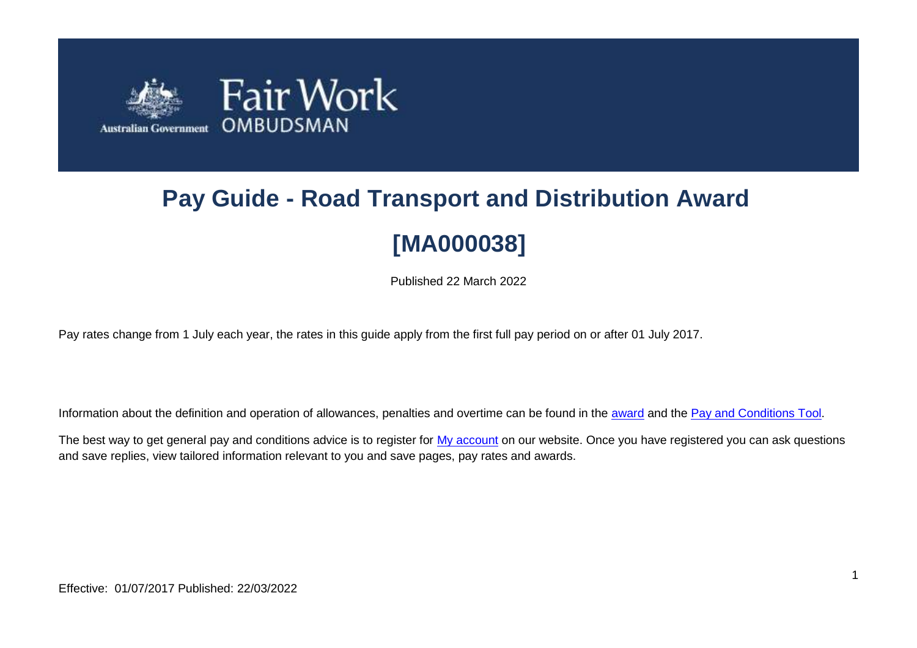# Pay Guide - Road Transport and Distribution Award

# [MA000038]

Published 22 March 2022

Pay rates change from 1 July each year, the rates in this guide apply from the first full pay period on or after 01 July 2017.

Information about the definition and operation of allowances, penalties and overtime can be found in the award and the Pay and Conditions Tool.

The best way to get general pay and conditions advice is to register for My account on our website. Once you have registered you can ask questions and save replies, view tailored information relevant to you and save pages, pay rates and awards.

Effective: 01/07/2017 Published: 22/03/2022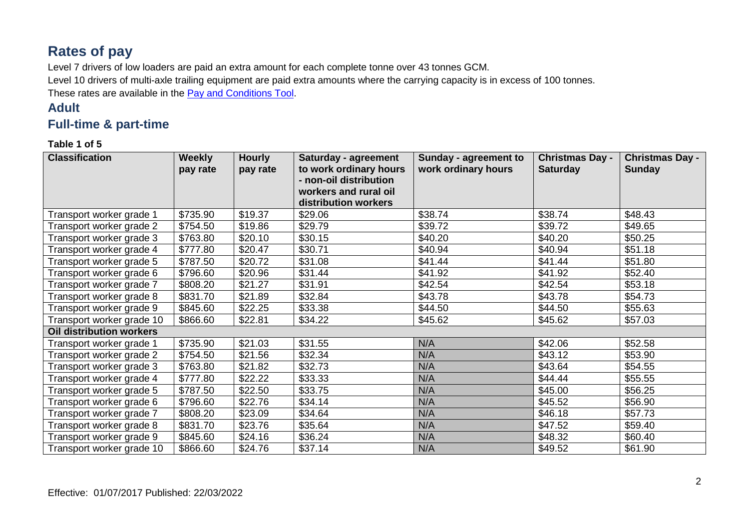# Rates of pay

Level 7 drivers of low loaders are paid an extra amount for each complete tonne over 43 tonnes GCM.

Level 10 drivers of multi-axle trailing equipment are paid extra amounts where the carrying capacity is in excess of 100 tonnes.

These rates are available in the [Pay and Conditions Tool](Pay and Conditions Tool).

## Adult

## Full-time & part-time

**Table 1 of 5**

| Classification | Weekly pay rate | Hourly pay rate | Saturday - agreement to work ordinary hours - non-oil distribution workers and rural oil distribution workers | Sunday - agreement to work ordinary hours | Christmas Day - Saturday | Christmas Day - Sunday |
|---|---|---|---|---|---|---|
| Transport worker grade 1 | $735.90 | $19.37 | $29.06 | $38.74 | $38.74 | $48.43 |
| Transport worker grade 2 | $754.50 | $19.86 | $29.79 | $39.72 | $39.72 | $49.65 |
| Transport worker grade 3 | $763.80 | $20.10 | $30.15 | $40.20 | $40.20 | $50.25 |
| Transport worker grade 4 | $777.80 | $20.47 | $30.71 | $40.94 | $40.94 | $51.18 |
| Transport worker grade 5 | $787.50 | $20.72 | $31.08 | $41.44 | $41.44 | $51.80 |
| Transport worker grade 6 | $796.60 | $20.96 | $31.44 | $41.92 | $41.92 | $52.40 |
| Transport worker grade 7 | $808.20 | $21.27 | $31.91 | $42.54 | $42.54 | $53.18 |
| Transport worker grade 8 | $831.70 | $21.89 | $32.84 | $43.78 | $43.78 | $54.73 |
| Transport worker grade 9 | $845.60 | $22.25 | $33.38 | $44.50 | $44.50 | $55.63 |
| Transport worker grade 10 | $866.60 | $22.81 | $34.22 | $45.62 | $45.62 | $57.03 |
| **Oil distribution workers** | | | | | | |
| Transport worker grade 1 | $735.90 | $21.03 | $31.55 | N/A | $42.06 | $52.58 |
| Transport worker grade 2 | $754.50 | $21.56 | $32.34 | N/A | $43.12 | $53.90 |
| Transport worker grade 3 | $763.80 | $21.82 | $32.73 | N/A | $43.64 | $54.55 |
| Transport worker grade 4 | $777.80 | $22.22 | $33.33 | N/A | $44.44 | $55.55 |
| Transport worker grade 5 | $787.50 | $22.50 | $33.75 | N/A | $45.00 | $56.25 |
| Transport worker grade 6 | $796.60 | $22.76 | $34.14 | N/A | $45.52 | $56.90 |
| Transport worker grade 7 | $808.20 | $23.09 | $34.64 | N/A | $46.18 | $57.73 |
| Transport worker grade 8 | $831.70 | $23.76 | $35.64 | N/A | $47.52 | $59.40 |
| Transport worker grade 9 | $845.60 | $24.16 | $36.24 | N/A | $48.32 | $60.40 |
| Transport worker grade 10 | $866.60 | $24.76 | $37.14 | N/A | $49.52 | $61.90 |

Effective: 01/07/2017 Published: 22/03/2022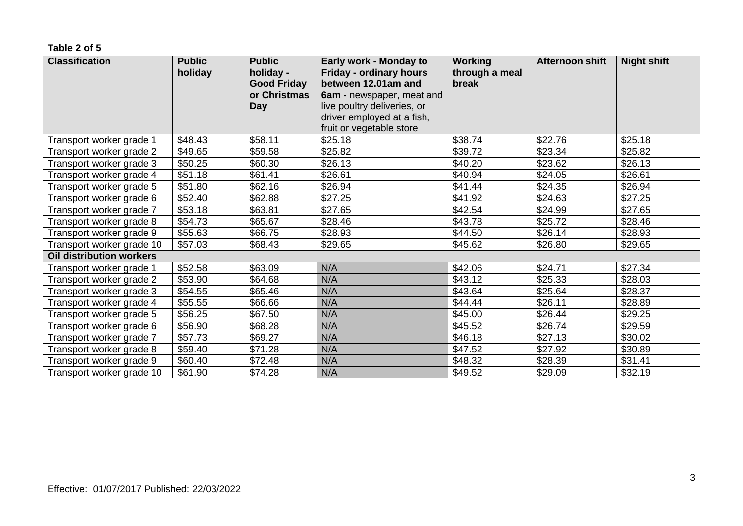**Table 2 of 5**

| Classification | Public holiday | Public holiday - Good Friday or Christmas Day | Early work - Monday to Friday - ordinary hours between 12.01am and 6am - newspaper, meat and live poultry deliveries, or driver employed at a fish, fruit or vegetable store | Working through a meal break | Afternoon shift | Night shift |
|---|---|---|---|---|---|---|
| Transport worker grade 1 | $48.43 | $58.11 | $25.18 | $38.74 | $22.76 | $25.18 |
| Transport worker grade 2 | $49.65 | $59.58 | $25.82 | $39.72 | $23.34 | $25.82 |
| Transport worker grade 3 | $50.25 | $60.30 | $26.13 | $40.20 | $23.62 | $26.13 |
| Transport worker grade 4 | $51.18 | $61.41 | $26.61 | $40.94 | $24.05 | $26.61 |
| Transport worker grade 5 | $51.80 | $62.16 | $26.94 | $41.44 | $24.35 | $26.94 |
| Transport worker grade 6 | $52.40 | $62.88 | $27.25 | $41.92 | $24.63 | $27.25 |
| Transport worker grade 7 | $53.18 | $63.81 | $27.65 | $42.54 | $24.99 | $27.65 |
| Transport worker grade 8 | $54.73 | $65.67 | $28.46 | $43.78 | $25.72 | $28.46 |
| Transport worker grade 9 | $55.63 | $66.75 | $28.93 | $44.50 | $26.14 | $28.93 |
| Transport worker grade 10 | $57.03 | $68.43 | $29.65 | $45.62 | $26.80 | $29.65 |
| **Oil distribution workers** | | | | | | |
| Transport worker grade 1 | $52.58 | $63.09 | N/A | $42.06 | $24.71 | $27.34 |
| Transport worker grade 2 | $53.90 | $64.68 | N/A | $43.12 | $25.33 | $28.03 |
| Transport worker grade 3 | $54.55 | $65.46 | N/A | $43.64 | $25.64 | $28.37 |
| Transport worker grade 4 | $55.55 | $66.66 | N/A | $44.44 | $26.11 | $28.89 |
| Transport worker grade 5 | $56.25 | $67.50 | N/A | $45.00 | $26.44 | $29.25 |
| Transport worker grade 6 | $56.90 | $68.28 | N/A | $45.52 | $26.74 | $29.59 |
| Transport worker grade 7 | $57.73 | $69.27 | N/A | $46.18 | $27.13 | $30.02 |
| Transport worker grade 8 | $59.40 | $71.28 | N/A | $47.52 | $27.92 | $30.89 |
| Transport worker grade 9 | $60.40 | $72.48 | N/A | $48.32 | $28.39 | $31.41 |
| Transport worker grade 10 | $61.90 | $74.28 | N/A | $49.52 | $29.09 | $32.19 |

Effective: 01/07/2017 Published: 22/03/2022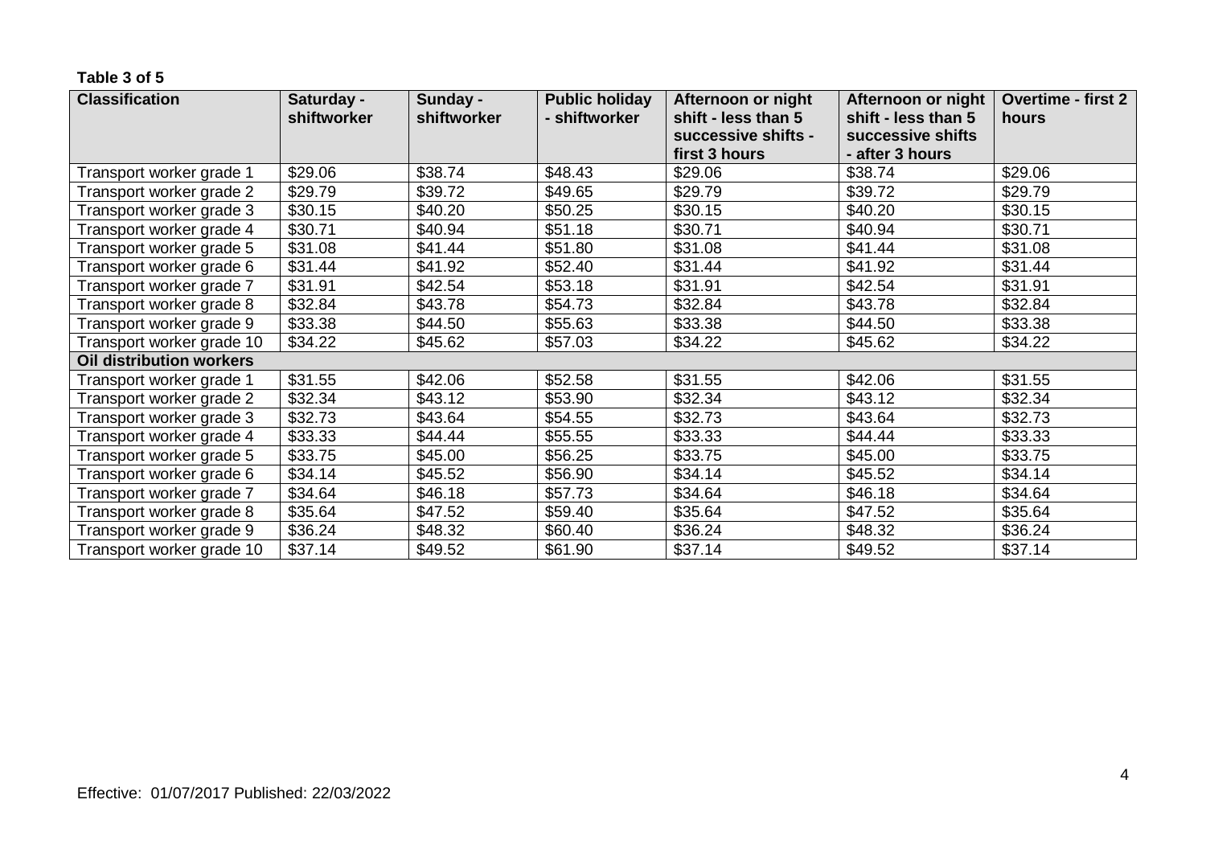**Table 3 of 5**

| Classification | Saturday - shiftworker | Sunday - shiftworker | Public holiday - shiftworker | Afternoon or night shift - less than 5 successive shifts - first 3 hours | Afternoon or night shift - less than 5 successive shifts - after 3 hours | Overtime - first 2 hours |
|---|---|---|---|---|---|---|
| Transport worker grade 1 | $29.06 | $38.74 | $48.43 | $29.06 | $38.74 | $29.06 |
| Transport worker grade 2 | $29.79 | $39.72 | $49.65 | $29.79 | $39.72 | $29.79 |
| Transport worker grade 3 | $30.15 | $40.20 | $50.25 | $30.15 | $40.20 | $30.15 |
| Transport worker grade 4 | $30.71 | $40.94 | $51.18 | $30.71 | $40.94 | $30.71 |
| Transport worker grade 5 | $31.08 | $41.44 | $51.80 | $31.08 | $41.44 | $31.08 |
| Transport worker grade 6 | $31.44 | $41.92 | $52.40 | $31.44 | $41.92 | $31.44 |
| Transport worker grade 7 | $31.91 | $42.54 | $53.18 | $31.91 | $42.54 | $31.91 |
| Transport worker grade 8 | $32.84 | $43.78 | $54.73 | $32.84 | $43.78 | $32.84 |
| Transport worker grade 9 | $33.38 | $44.50 | $55.63 | $33.38 | $44.50 | $33.38 |
| Transport worker grade 10 | $34.22 | $45.62 | $57.03 | $34.22 | $45.62 | $34.22 |
| **Oil distribution workers** | | | | | | |
| Transport worker grade 1 | $31.55 | $42.06 | $52.58 | $31.55 | $42.06 | $31.55 |
| Transport worker grade 2 | $32.34 | $43.12 | $53.90 | $32.34 | $43.12 | $32.34 |
| Transport worker grade 3 | $32.73 | $43.64 | $54.55 | $32.73 | $43.64 | $32.73 |
| Transport worker grade 4 | $33.33 | $44.44 | $55.55 | $33.33 | $44.44 | $33.33 |
| Transport worker grade 5 | $33.75 | $45.00 | $56.25 | $33.75 | $45.00 | $33.75 |
| Transport worker grade 6 | $34.14 | $45.52 | $56.90 | $34.14 | $45.52 | $34.14 |
| Transport worker grade 7 | $34.64 | $46.18 | $57.73 | $34.64 | $46.18 | $34.64 |
| Transport worker grade 8 | $35.64 | $47.52 | $59.40 | $35.64 | $47.52 | $35.64 |
| Transport worker grade 9 | $36.24 | $48.32 | $60.40 | $36.24 | $48.32 | $36.24 |
| Transport worker grade 10 | $37.14 | $49.52 | $61.90 | $37.14 | $49.52 | $37.14 |

Effective: 01/07/2017 Published: 22/03/2022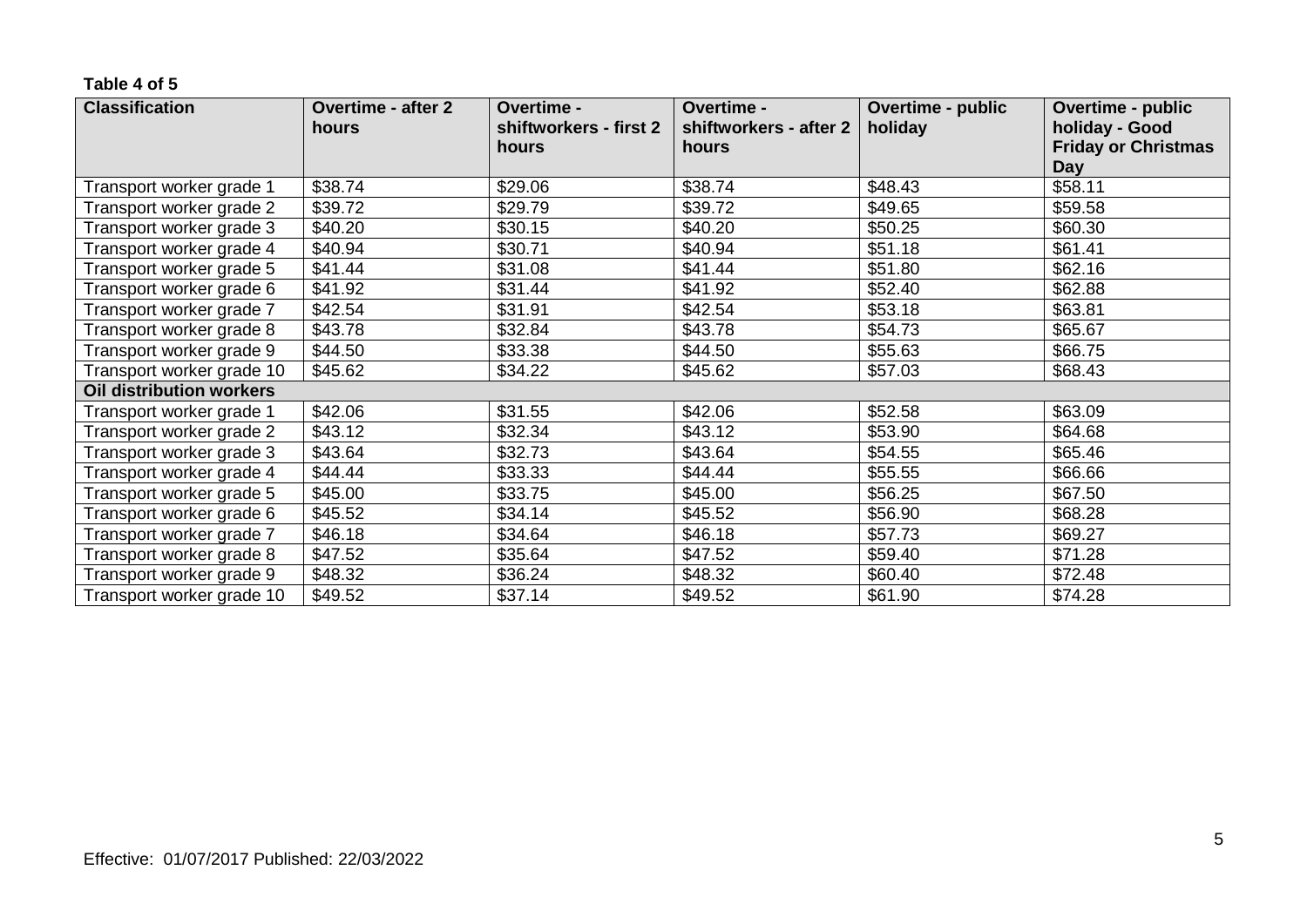**Table 4 of 5**

| Classification | Overtime - after 2 hours | Overtime - shiftworkers - first 2 hours | Overtime - shiftworkers - after 2 hours | Overtime - public holiday | Overtime - public holiday - Good Friday or Christmas Day |
|---|---|---|---|---|---|
| Transport worker grade 1 | $38.74 | $29.06 | $38.74 | $48.43 | $58.11 |
| Transport worker grade 2 | $39.72 | $29.79 | $39.72 | $49.65 | $59.58 |
| Transport worker grade 3 | $40.20 | $30.15 | $40.20 | $50.25 | $60.30 |
| Transport worker grade 4 | $40.94 | $30.71 | $40.94 | $51.18 | $61.41 |
| Transport worker grade 5 | $41.44 | $31.08 | $41.44 | $51.80 | $62.16 |
| Transport worker grade 6 | $41.92 | $31.44 | $41.92 | $52.40 | $62.88 |
| Transport worker grade 7 | $42.54 | $31.91 | $42.54 | $53.18 | $63.81 |
| Transport worker grade 8 | $43.78 | $32.84 | $43.78 | $54.73 | $65.67 |
| Transport worker grade 9 | $44.50 | $33.38 | $44.50 | $55.63 | $66.75 |
| Transport worker grade 10 | $45.62 | $34.22 | $45.62 | $57.03 | $68.43 |
| **Oil distribution workers** | | | | | |
| Transport worker grade 1 | $42.06 | $31.55 | $42.06 | $52.58 | $63.09 |
| Transport worker grade 2 | $43.12 | $32.34 | $43.12 | $53.90 | $64.68 |
| Transport worker grade 3 | $43.64 | $32.73 | $43.64 | $54.55 | $65.46 |
| Transport worker grade 4 | $44.44 | $33.33 | $44.44 | $55.55 | $66.66 |
| Transport worker grade 5 | $45.00 | $33.75 | $45.00 | $56.25 | $67.50 |
| Transport worker grade 6 | $45.52 | $34.14 | $45.52 | $56.90 | $68.28 |
| Transport worker grade 7 | $46.18 | $34.64 | $46.18 | $57.73 | $69.27 |
| Transport worker grade 8 | $47.52 | $35.64 | $47.52 | $59.40 | $71.28 |
| Transport worker grade 9 | $48.32 | $36.24 | $48.32 | $60.40 | $72.48 |
| Transport worker grade 10 | $49.52 | $37.14 | $49.52 | $61.90 | $74.28 |

Effective: 01/07/2017 Published: 22/03/2022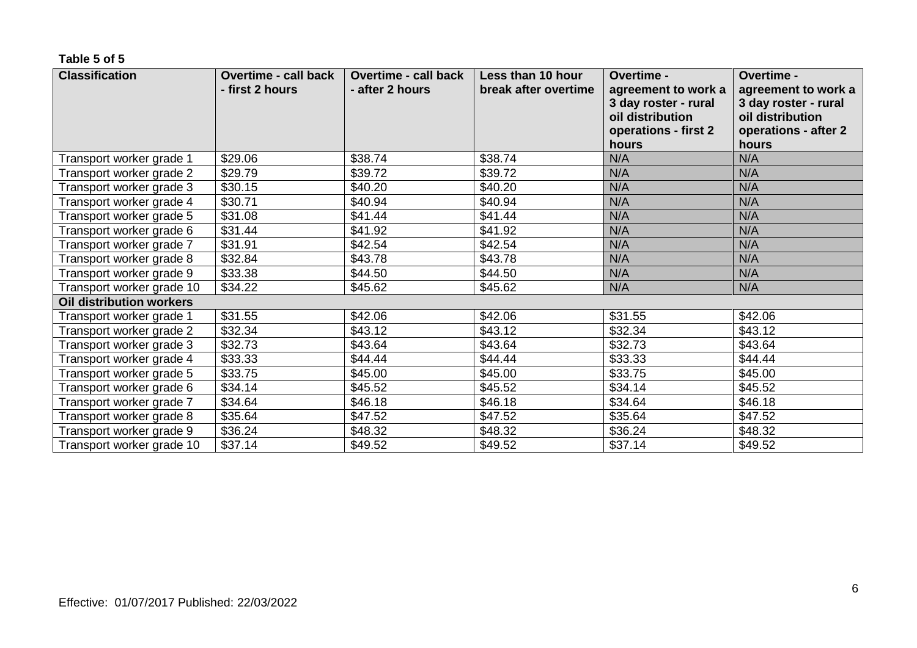**Table 5 of 5**

| Classification | Overtime - call back - first 2 hours | Overtime - call back - after 2 hours | Less than 10 hour break after overtime | Overtime - agreement to work a 3 day roster - rural oil distribution operations - first 2 hours | Overtime - agreement to work a 3 day roster - rural oil distribution operations - after 2 hours |
|---|---|---|---|---|---|
| Transport worker grade 1 | $29.06 | $38.74 | $38.74 | N/A | N/A |
| Transport worker grade 2 | $29.79 | $39.72 | $39.72 | N/A | N/A |
| Transport worker grade 3 | $30.15 | $40.20 | $40.20 | N/A | N/A |
| Transport worker grade 4 | $30.71 | $40.94 | $40.94 | N/A | N/A |
| Transport worker grade 5 | $31.08 | $41.44 | $41.44 | N/A | N/A |
| Transport worker grade 6 | $31.44 | $41.92 | $41.92 | N/A | N/A |
| Transport worker grade 7 | $31.91 | $42.54 | $42.54 | N/A | N/A |
| Transport worker grade 8 | $32.84 | $43.78 | $43.78 | N/A | N/A |
| Transport worker grade 9 | $33.38 | $44.50 | $44.50 | N/A | N/A |
| Transport worker grade 10 | $34.22 | $45.62 | $45.62 | N/A | N/A |
| **Oil distribution workers** | | | | | |
| Transport worker grade 1 | $31.55 | $42.06 | $42.06 | $31.55 | $42.06 |
| Transport worker grade 2 | $32.34 | $43.12 | $43.12 | $32.34 | $43.12 |
| Transport worker grade 3 | $32.73 | $43.64 | $43.64 | $32.73 | $43.64 |
| Transport worker grade 4 | $33.33 | $44.44 | $44.44 | $33.33 | $44.44 |
| Transport worker grade 5 | $33.75 | $45.00 | $45.00 | $33.75 | $45.00 |
| Transport worker grade 6 | $34.14 | $45.52 | $45.52 | $34.14 | $45.52 |
| Transport worker grade 7 | $34.64 | $46.18 | $46.18 | $34.64 | $46.18 |
| Transport worker grade 8 | $35.64 | $47.52 | $47.52 | $35.64 | $47.52 |
| Transport worker grade 9 | $36.24 | $48.32 | $48.32 | $36.24 | $48.32 |
| Transport worker grade 10 | $37.14 | $49.52 | $49.52 | $37.14 | $49.52 |

Effective: 01/07/2017 Published: 22/03/2022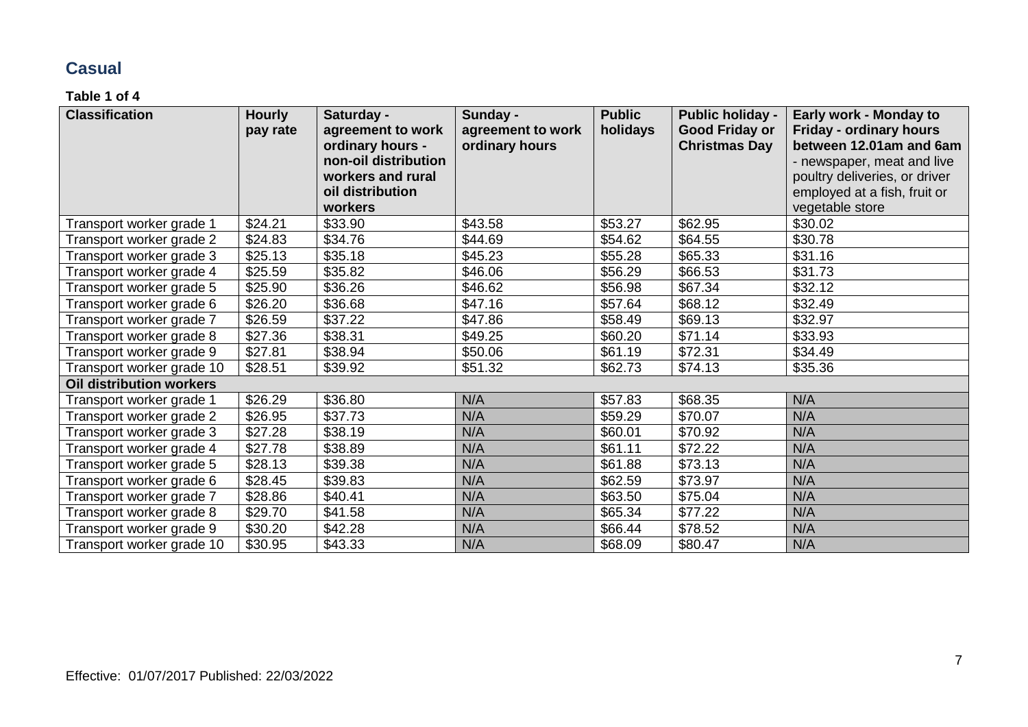## Casual

**Table 1 of 4**

| Classification | Hourly pay rate | Saturday - agreement to work ordinary hours - non-oil distribution workers and rural oil distribution workers | Sunday - agreement to work ordinary hours | Public holidays | Public holiday - Good Friday or Christmas Day | Early work - Monday to Friday - ordinary hours between 12.01am and 6am - newspaper, meat and live poultry deliveries, or driver employed at a fish, fruit or vegetable store |
|---|---|---|---|---|---|---|
| Transport worker grade 1 | $24.21 | $33.90 | $43.58 | $53.27 | $62.95 | $30.02 |
| Transport worker grade 2 | $24.83 | $34.76 | $44.69 | $54.62 | $64.55 | $30.78 |
| Transport worker grade 3 | $25.13 | $35.18 | $45.23 | $55.28 | $65.33 | $31.16 |
| Transport worker grade 4 | $25.59 | $35.82 | $46.06 | $56.29 | $66.53 | $31.73 |
| Transport worker grade 5 | $25.90 | $36.26 | $46.62 | $56.98 | $67.34 | $32.12 |
| Transport worker grade 6 | $26.20 | $36.68 | $47.16 | $57.64 | $68.12 | $32.49 |
| Transport worker grade 7 | $26.59 | $37.22 | $47.86 | $58.49 | $69.13 | $32.97 |
| Transport worker grade 8 | $27.36 | $38.31 | $49.25 | $60.20 | $71.14 | $33.93 |
| Transport worker grade 9 | $27.81 | $38.94 | $50.06 | $61.19 | $72.31 | $34.49 |
| Transport worker grade 10 | $28.51 | $39.92 | $51.32 | $62.73 | $74.13 | $35.36 |
| **Oil distribution workers** | | | | | | |
| Transport worker grade 1 | $26.29 | $36.80 | N/A | $57.83 | $68.35 | N/A |
| Transport worker grade 2 | $26.95 | $37.73 | N/A | $59.29 | $70.07 | N/A |
| Transport worker grade 3 | $27.28 | $38.19 | N/A | $60.01 | $70.92 | N/A |
| Transport worker grade 4 | $27.78 | $38.89 | N/A | $61.11 | $72.22 | N/A |
| Transport worker grade 5 | $28.13 | $39.38 | N/A | $61.88 | $73.13 | N/A |
| Transport worker grade 6 | $28.45 | $39.83 | N/A | $62.59 | $73.97 | N/A |
| Transport worker grade 7 | $28.86 | $40.41 | N/A | $63.50 | $75.04 | N/A |
| Transport worker grade 8 | $29.70 | $41.58 | N/A | $65.34 | $77.22 | N/A |
| Transport worker grade 9 | $30.20 | $42.28 | N/A | $66.44 | $78.52 | N/A |
| Transport worker grade 10 | $30.95 | $43.33 | N/A | $68.09 | $80.47 | N/A |

Effective: 01/07/2017 Published: 22/03/2022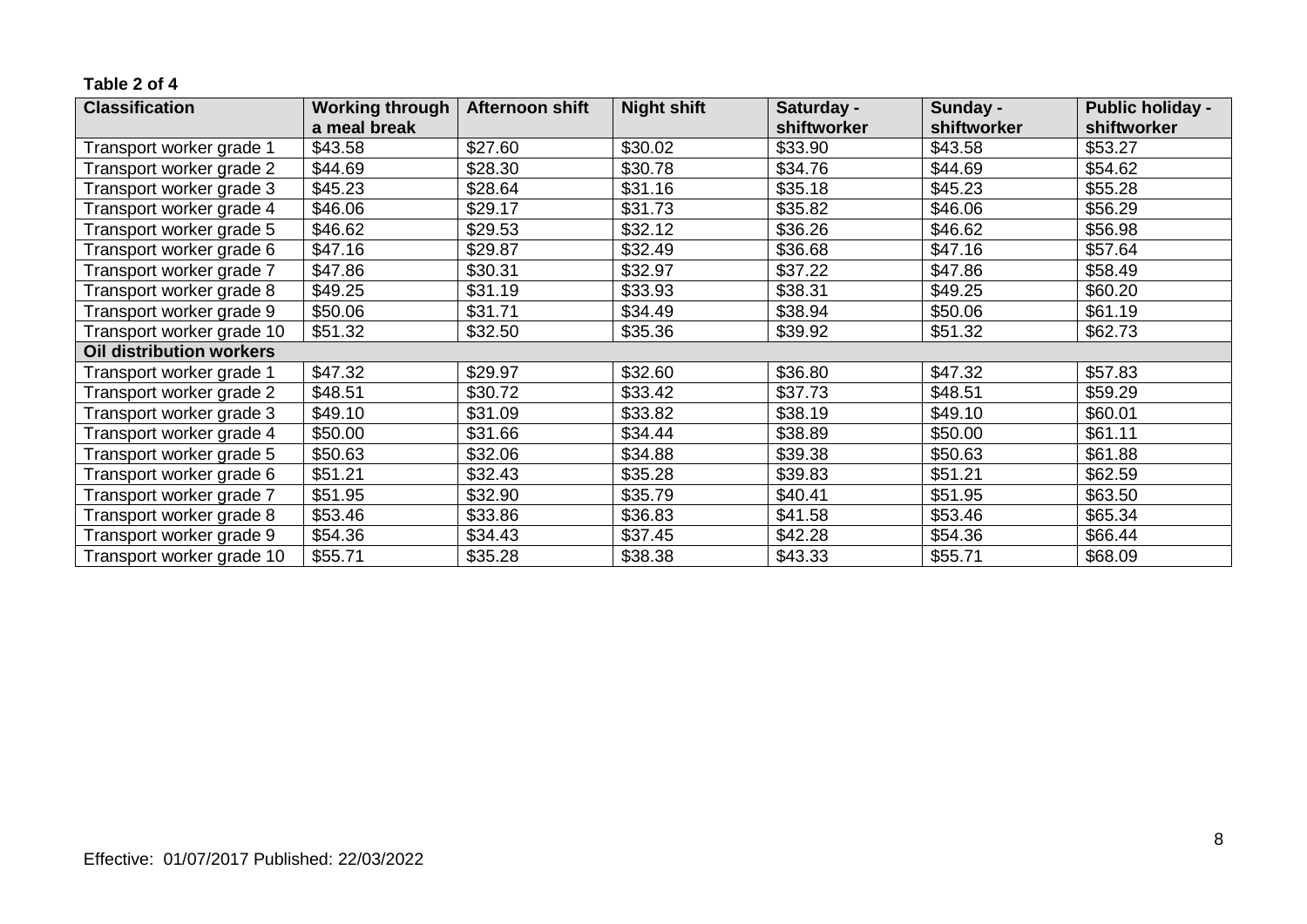**Table 2 of 4**

| Classification | Working through a meal break | Afternoon shift | Night shift | Saturday - shiftworker | Sunday - shiftworker | Public holiday - shiftworker |
|---|---|---|---|---|---|---|
| Transport worker grade 1 | $43.58 | $27.60 | $30.02 | $33.90 | $43.58 | $53.27 |
| Transport worker grade 2 | $44.69 | $28.30 | $30.78 | $34.76 | $44.69 | $54.62 |
| Transport worker grade 3 | $45.23 | $28.64 | $31.16 | $35.18 | $45.23 | $55.28 |
| Transport worker grade 4 | $46.06 | $29.17 | $31.73 | $35.82 | $46.06 | $56.29 |
| Transport worker grade 5 | $46.62 | $29.53 | $32.12 | $36.26 | $46.62 | $56.98 |
| Transport worker grade 6 | $47.16 | $29.87 | $32.49 | $36.68 | $47.16 | $57.64 |
| Transport worker grade 7 | $47.86 | $30.31 | $32.97 | $37.22 | $47.86 | $58.49 |
| Transport worker grade 8 | $49.25 | $31.19 | $33.93 | $38.31 | $49.25 | $60.20 |
| Transport worker grade 9 | $50.06 | $31.71 | $34.49 | $38.94 | $50.06 | $61.19 |
| Transport worker grade 10 | $51.32 | $32.50 | $35.36 | $39.92 | $51.32 | $62.73 |
| **Oil distribution workers** | | | | | | |
| Transport worker grade 1 | $47.32 | $29.97 | $32.60 | $36.80 | $47.32 | $57.83 |
| Transport worker grade 2 | $48.51 | $30.72 | $33.42 | $37.73 | $48.51 | $59.29 |
| Transport worker grade 3 | $49.10 | $31.09 | $33.82 | $38.19 | $49.10 | $60.01 |
| Transport worker grade 4 | $50.00 | $31.66 | $34.44 | $38.89 | $50.00 | $61.11 |
| Transport worker grade 5 | $50.63 | $32.06 | $34.88 | $39.38 | $50.63 | $61.88 |
| Transport worker grade 6 | $51.21 | $32.43 | $35.28 | $39.83 | $51.21 | $62.59 |
| Transport worker grade 7 | $51.95 | $32.90 | $35.79 | $40.41 | $51.95 | $63.50 |
| Transport worker grade 8 | $53.46 | $33.86 | $36.83 | $41.58 | $53.46 | $65.34 |
| Transport worker grade 9 | $54.36 | $34.43 | $37.45 | $42.28 | $54.36 | $66.44 |
| Transport worker grade 10 | $55.71 | $35.28 | $38.38 | $43.33 | $55.71 | $68.09 |

Effective: 01/07/2017 Published: 22/03/2022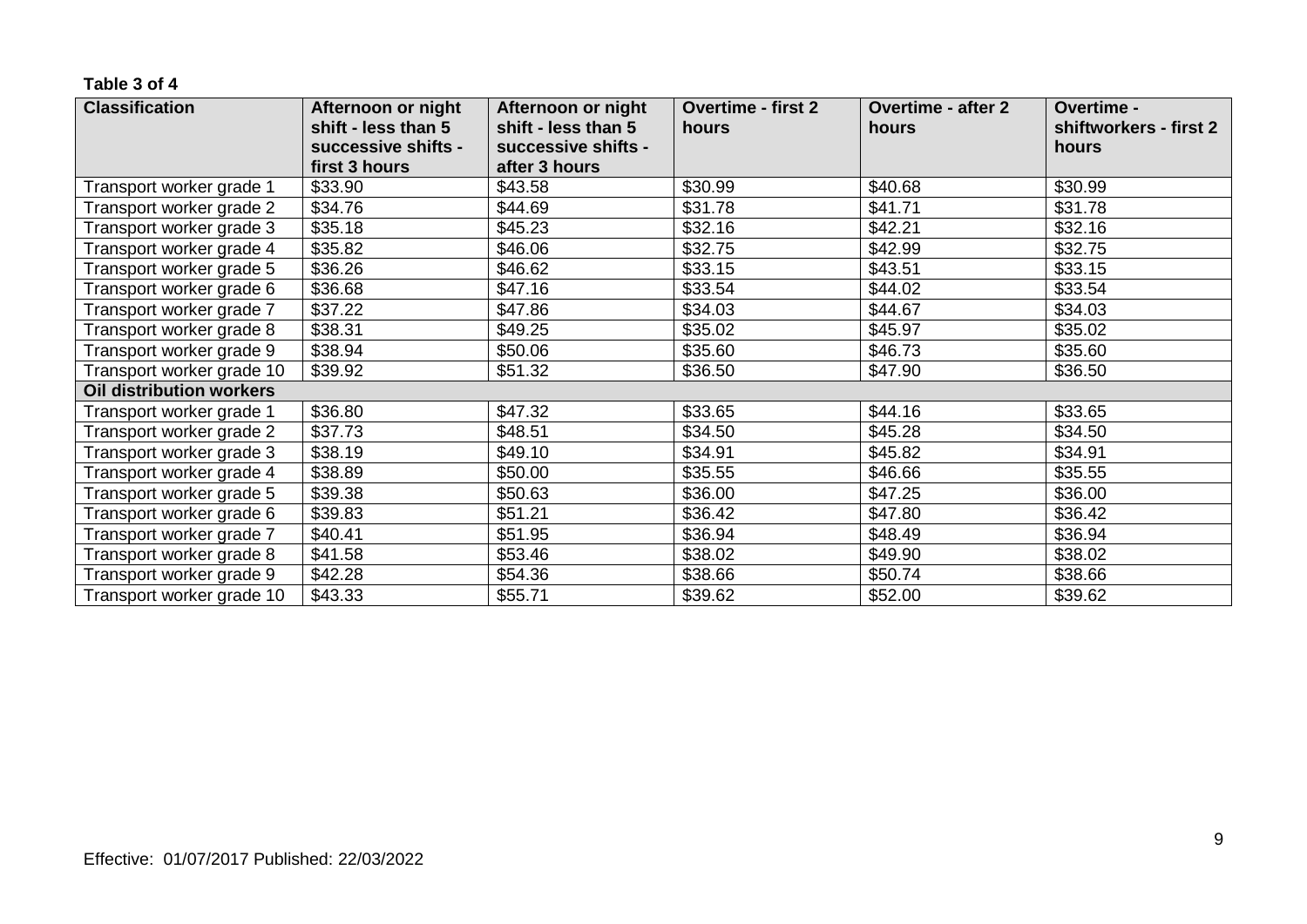**Table 3 of 4**

| Classification | Afternoon or night shift - less than 5 successive shifts - first 3 hours | Afternoon or night shift - less than 5 successive shifts - after 3 hours | Overtime - first 2 hours | Overtime - after 2 hours | Overtime - shiftworkers - first 2 hours |
|---|---|---|---|---|---|
| Transport worker grade 1 | $33.90 | $43.58 | $30.99 | $40.68 | $30.99 |
| Transport worker grade 2 | $34.76 | $44.69 | $31.78 | $41.71 | $31.78 |
| Transport worker grade 3 | $35.18 | $45.23 | $32.16 | $42.21 | $32.16 |
| Transport worker grade 4 | $35.82 | $46.06 | $32.75 | $42.99 | $32.75 |
| Transport worker grade 5 | $36.26 | $46.62 | $33.15 | $43.51 | $33.15 |
| Transport worker grade 6 | $36.68 | $47.16 | $33.54 | $44.02 | $33.54 |
| Transport worker grade 7 | $37.22 | $47.86 | $34.03 | $44.67 | $34.03 |
| Transport worker grade 8 | $38.31 | $49.25 | $35.02 | $45.97 | $35.02 |
| Transport worker grade 9 | $38.94 | $50.06 | $35.60 | $46.73 | $35.60 |
| Transport worker grade 10 | $39.92 | $51.32 | $36.50 | $47.90 | $36.50 |
| **Oil distribution workers** | | | | | |
| Transport worker grade 1 | $36.80 | $47.32 | $33.65 | $44.16 | $33.65 |
| Transport worker grade 2 | $37.73 | $48.51 | $34.50 | $45.28 | $34.50 |
| Transport worker grade 3 | $38.19 | $49.10 | $34.91 | $45.82 | $34.91 |
| Transport worker grade 4 | $38.89 | $50.00 | $35.55 | $46.66 | $35.55 |
| Transport worker grade 5 | $39.38 | $50.63 | $36.00 | $47.25 | $36.00 |
| Transport worker grade 6 | $39.83 | $51.21 | $36.42 | $47.80 | $36.42 |
| Transport worker grade 7 | $40.41 | $51.95 | $36.94 | $48.49 | $36.94 |
| Transport worker grade 8 | $41.58 | $53.46 | $38.02 | $49.90 | $38.02 |
| Transport worker grade 9 | $42.28 | $54.36 | $38.66 | $50.74 | $38.66 |
| Transport worker grade 10 | $43.33 | $55.71 | $39.62 | $52.00 | $39.62 |

Effective: 01/07/2017 Published: 22/03/2022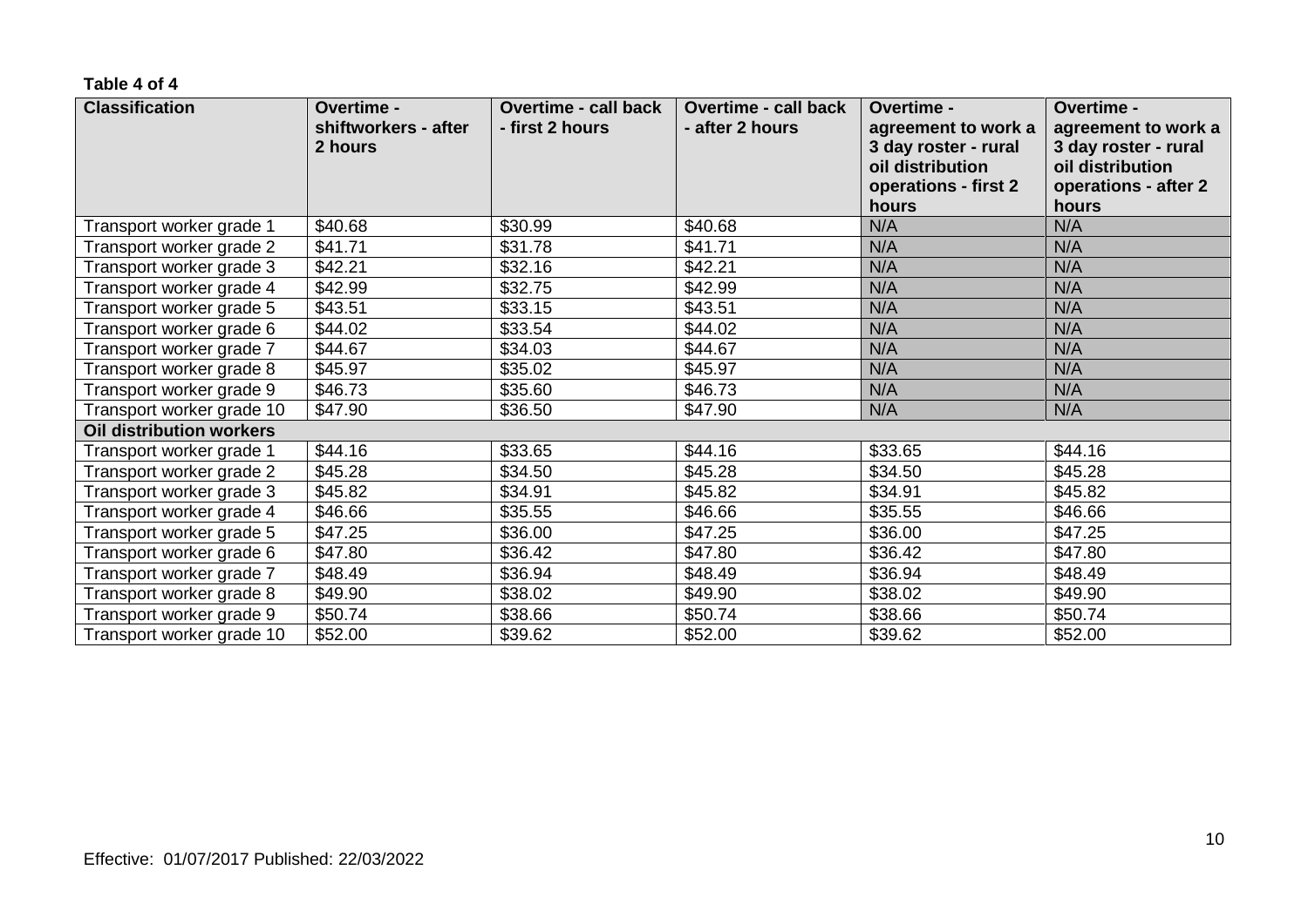**Table 4 of 4**

| Classification | Overtime - shiftworkers - after 2 hours | Overtime - call back - first 2 hours | Overtime - call back - after 2 hours | Overtime - agreement to work a 3 day roster - rural oil distribution operations - first 2 hours | Overtime - agreement to work a 3 day roster - rural oil distribution operations - after 2 hours |
|---|---|---|---|---|---|
| Transport worker grade 1 | $40.68 | $30.99 | $40.68 | N/A | N/A |
| Transport worker grade 2 | $41.71 | $31.78 | $41.71 | N/A | N/A |
| Transport worker grade 3 | $42.21 | $32.16 | $42.21 | N/A | N/A |
| Transport worker grade 4 | $42.99 | $32.75 | $42.99 | N/A | N/A |
| Transport worker grade 5 | $43.51 | $33.15 | $43.51 | N/A | N/A |
| Transport worker grade 6 | $44.02 | $33.54 | $44.02 | N/A | N/A |
| Transport worker grade 7 | $44.67 | $34.03 | $44.67 | N/A | N/A |
| Transport worker grade 8 | $45.97 | $35.02 | $45.97 | N/A | N/A |
| Transport worker grade 9 | $46.73 | $35.60 | $46.73 | N/A | N/A |
| Transport worker grade 10 | $47.90 | $36.50 | $47.90 | N/A | N/A |
| **Oil distribution workers** | | | | | |
| Transport worker grade 1 | $44.16 | $33.65 | $44.16 | $33.65 | $44.16 |
| Transport worker grade 2 | $45.28 | $34.50 | $45.28 | $34.50 | $45.28 |
| Transport worker grade 3 | $45.82 | $34.91 | $45.82 | $34.91 | $45.82 |
| Transport worker grade 4 | $46.66 | $35.55 | $46.66 | $35.55 | $46.66 |
| Transport worker grade 5 | $47.25 | $36.00 | $47.25 | $36.00 | $47.25 |
| Transport worker grade 6 | $47.80 | $36.42 | $47.80 | $36.42 | $47.80 |
| Transport worker grade 7 | $48.49 | $36.94 | $48.49 | $36.94 | $48.49 |
| Transport worker grade 8 | $49.90 | $38.02 | $49.90 | $38.02 | $49.90 |
| Transport worker grade 9 | $50.74 | $38.66 | $50.74 | $38.66 | $50.74 |
| Transport worker grade 10 | $52.00 | $39.62 | $52.00 | $39.62 | $52.00 |

Effective: 01/07/2017 Published: 22/03/2022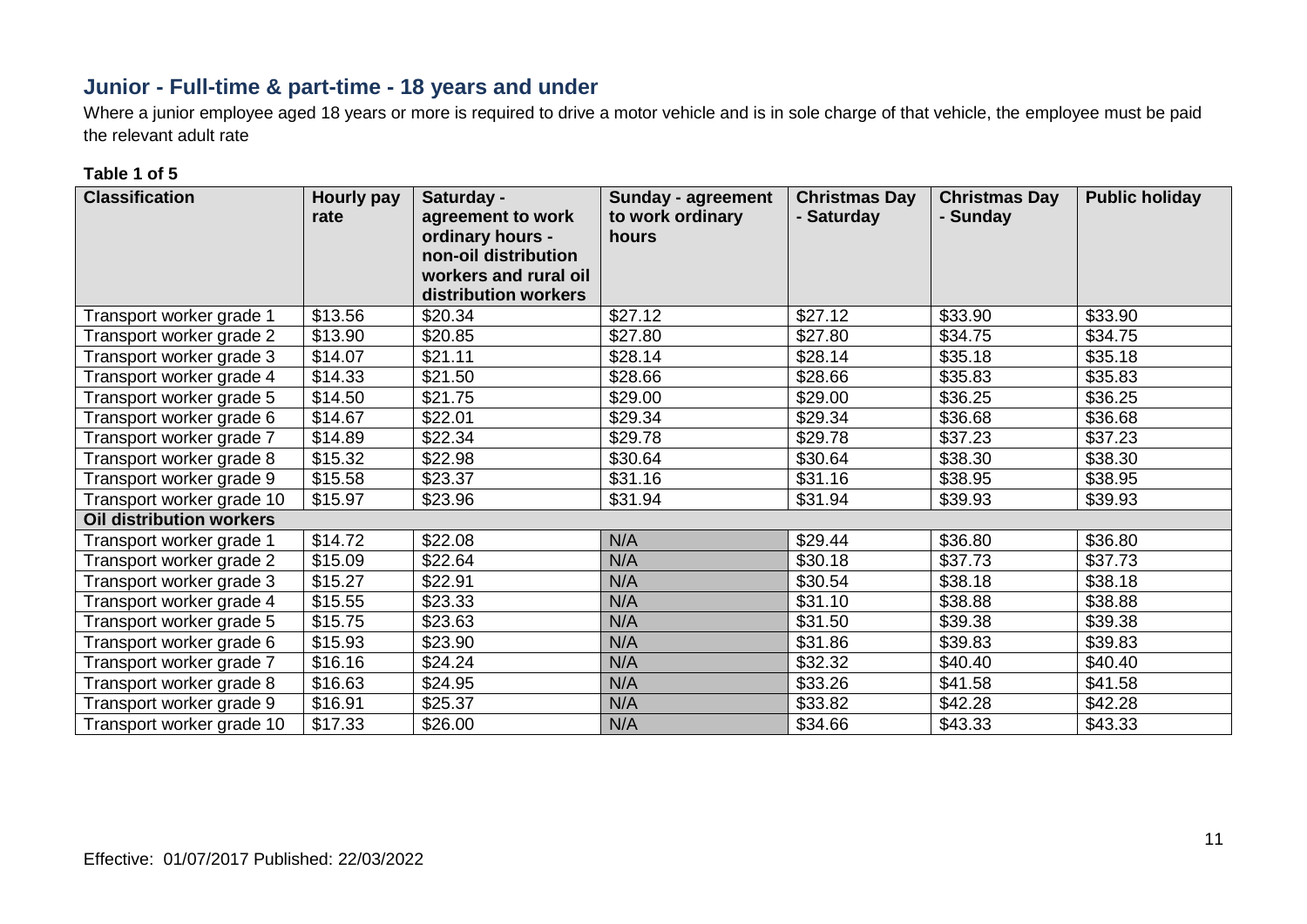## Junior - Full-time & part-time - 18 years and under

Where a junior employee aged 18 years or more is required to drive a motor vehicle and is in sole charge of that vehicle, the employee must be paid the relevant adult rate

**Table 1 of 5**

| Classification | Hourly pay rate | Saturday - agreement to work ordinary hours - non-oil distribution workers and rural oil distribution workers | Sunday - agreement to work ordinary hours | Christmas Day - Saturday | Christmas Day - Sunday | Public holiday |
|---|---|---|---|---|---|---|
| Transport worker grade 1 | $13.56 | $20.34 | $27.12 | $27.12 | $33.90 | $33.90 |
| Transport worker grade 2 | $13.90 | $20.85 | $27.80 | $27.80 | $34.75 | $34.75 |
| Transport worker grade 3 | $14.07 | $21.11 | $28.14 | $28.14 | $35.18 | $35.18 |
| Transport worker grade 4 | $14.33 | $21.50 | $28.66 | $28.66 | $35.83 | $35.83 |
| Transport worker grade 5 | $14.50 | $21.75 | $29.00 | $29.00 | $36.25 | $36.25 |
| Transport worker grade 6 | $14.67 | $22.01 | $29.34 | $29.34 | $36.68 | $36.68 |
| Transport worker grade 7 | $14.89 | $22.34 | $29.78 | $29.78 | $37.23 | $37.23 |
| Transport worker grade 8 | $15.32 | $22.98 | $30.64 | $30.64 | $38.30 | $38.30 |
| Transport worker grade 9 | $15.58 | $23.37 | $31.16 | $31.16 | $38.95 | $38.95 |
| Transport worker grade 10 | $15.97 | $23.96 | $31.94 | $31.94 | $39.93 | $39.93 |
| **Oil distribution workers** | | | | | | |
| Transport worker grade 1 | $14.72 | $22.08 | N/A | $29.44 | $36.80 | $36.80 |
| Transport worker grade 2 | $15.09 | $22.64 | N/A | $30.18 | $37.73 | $37.73 |
| Transport worker grade 3 | $15.27 | $22.91 | N/A | $30.54 | $38.18 | $38.18 |
| Transport worker grade 4 | $15.55 | $23.33 | N/A | $31.10 | $38.88 | $38.88 |
| Transport worker grade 5 | $15.75 | $23.63 | N/A | $31.50 | $39.38 | $39.38 |
| Transport worker grade 6 | $15.93 | $23.90 | N/A | $31.86 | $39.83 | $39.83 |
| Transport worker grade 7 | $16.16 | $24.24 | N/A | $32.32 | $40.40 | $40.40 |
| Transport worker grade 8 | $16.63 | $24.95 | N/A | $33.26 | $41.58 | $41.58 |
| Transport worker grade 9 | $16.91 | $25.37 | N/A | $33.82 | $42.28 | $42.28 |
| Transport worker grade 10 | $17.33 | $26.00 | N/A | $34.66 | $43.33 | $43.33 |

Effective: 01/07/2017 Published: 22/03/2022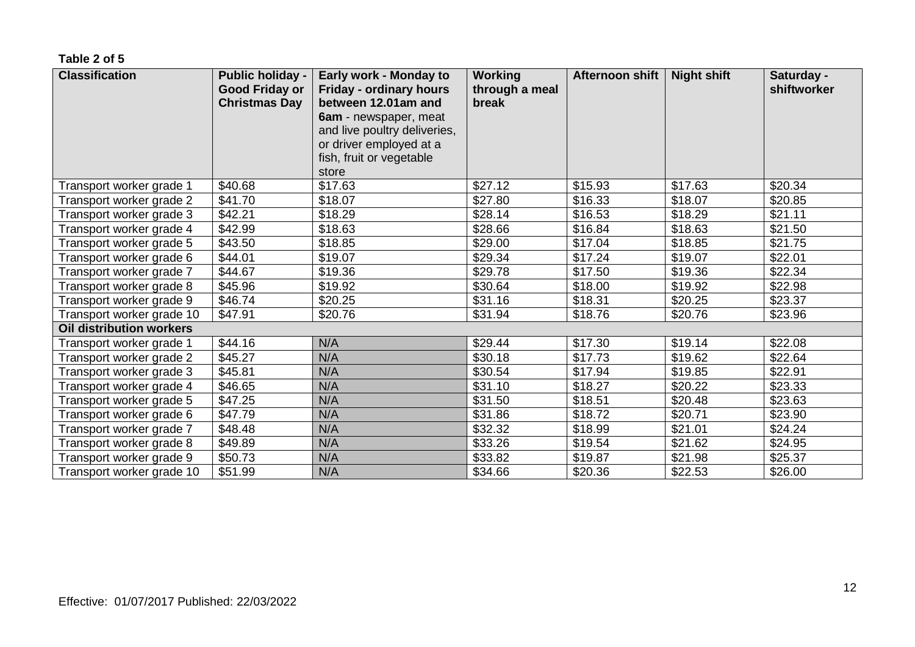**Table 2 of 5**

| Classification | Public holiday - Good Friday or Christmas Day | Early work - Monday to Friday - ordinary hours between 12.01am and 6am - newspaper, meat and live poultry deliveries, or driver employed at a fish, fruit or vegetable store | Working through a meal break | Afternoon shift | Night shift | Saturday - shiftworker |
|---|---|---|---|---|---|---|
| Transport worker grade 1 | $40.68 | $17.63 | $27.12 | $15.93 | $17.63 | $20.34 |
| Transport worker grade 2 | $41.70 | $18.07 | $27.80 | $16.33 | $18.07 | $20.85 |
| Transport worker grade 3 | $42.21 | $18.29 | $28.14 | $16.53 | $18.29 | $21.11 |
| Transport worker grade 4 | $42.99 | $18.63 | $28.66 | $16.84 | $18.63 | $21.50 |
| Transport worker grade 5 | $43.50 | $18.85 | $29.00 | $17.04 | $18.85 | $21.75 |
| Transport worker grade 6 | $44.01 | $19.07 | $29.34 | $17.24 | $19.07 | $22.01 |
| Transport worker grade 7 | $44.67 | $19.36 | $29.78 | $17.50 | $19.36 | $22.34 |
| Transport worker grade 8 | $45.96 | $19.92 | $30.64 | $18.00 | $19.92 | $22.98 |
| Transport worker grade 9 | $46.74 | $20.25 | $31.16 | $18.31 | $20.25 | $23.37 |
| Transport worker grade 10 | $47.91 | $20.76 | $31.94 | $18.76 | $20.76 | $23.96 |
| **Oil distribution workers** | | | | | | |
| Transport worker grade 1 | $44.16 | N/A | $29.44 | $17.30 | $19.14 | $22.08 |
| Transport worker grade 2 | $45.27 | N/A | $30.18 | $17.73 | $19.62 | $22.64 |
| Transport worker grade 3 | $45.81 | N/A | $30.54 | $17.94 | $19.85 | $22.91 |
| Transport worker grade 4 | $46.65 | N/A | $31.10 | $18.27 | $20.22 | $23.33 |
| Transport worker grade 5 | $47.25 | N/A | $31.50 | $18.51 | $20.48 | $23.63 |
| Transport worker grade 6 | $47.79 | N/A | $31.86 | $18.72 | $20.71 | $23.90 |
| Transport worker grade 7 | $48.48 | N/A | $32.32 | $18.99 | $21.01 | $24.24 |
| Transport worker grade 8 | $49.89 | N/A | $33.26 | $19.54 | $21.62 | $24.95 |
| Transport worker grade 9 | $50.73 | N/A | $33.82 | $19.87 | $21.98 | $25.37 |
| Transport worker grade 10 | $51.99 | N/A | $34.66 | $20.36 | $22.53 | $26.00 |

Effective: 01/07/2017 Published: 22/03/2022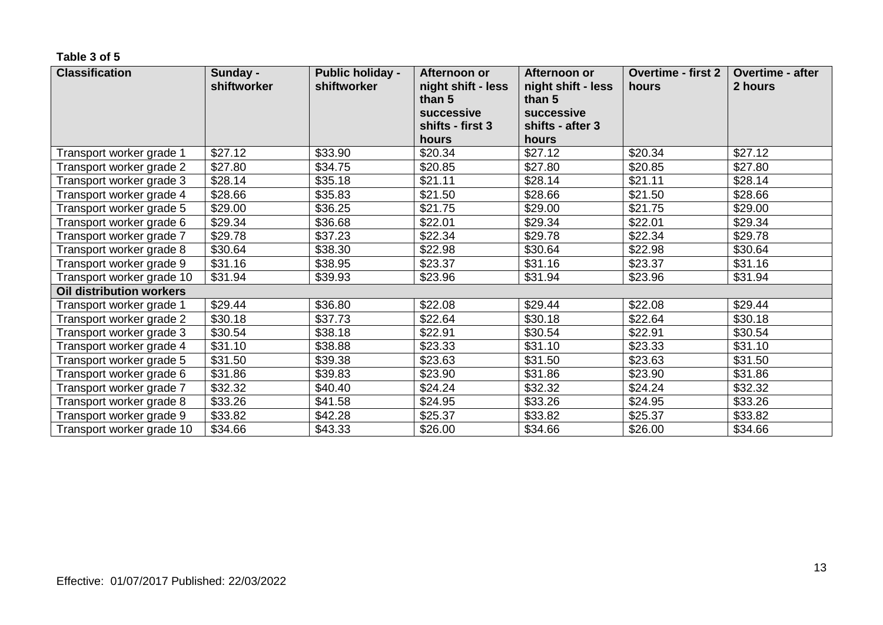**Table 3 of 5**

| Classification | Sunday - shiftworker | Public holiday - shiftworker | Afternoon or night shift - less than 5 successive shifts - first 3 hours | Afternoon or night shift - less than 5 successive shifts - after 3 hours | Overtime - first 2 hours | Overtime - after 2 hours |
|---|---|---|---|---|---|---|
| Transport worker grade 1 | $27.12 | $33.90 | $20.34 | $27.12 | $20.34 | $27.12 |
| Transport worker grade 2 | $27.80 | $34.75 | $20.85 | $27.80 | $20.85 | $27.80 |
| Transport worker grade 3 | $28.14 | $35.18 | $21.11 | $28.14 | $21.11 | $28.14 |
| Transport worker grade 4 | $28.66 | $35.83 | $21.50 | $28.66 | $21.50 | $28.66 |
| Transport worker grade 5 | $29.00 | $36.25 | $21.75 | $29.00 | $21.75 | $29.00 |
| Transport worker grade 6 | $29.34 | $36.68 | $22.01 | $29.34 | $22.01 | $29.34 |
| Transport worker grade 7 | $29.78 | $37.23 | $22.34 | $29.78 | $22.34 | $29.78 |
| Transport worker grade 8 | $30.64 | $38.30 | $22.98 | $30.64 | $22.98 | $30.64 |
| Transport worker grade 9 | $31.16 | $38.95 | $23.37 | $31.16 | $23.37 | $31.16 |
| Transport worker grade 10 | $31.94 | $39.93 | $23.96 | $31.94 | $23.96 | $31.94 |
| **Oil distribution workers** | | | | | | |
| Transport worker grade 1 | $29.44 | $36.80 | $22.08 | $29.44 | $22.08 | $29.44 |
| Transport worker grade 2 | $30.18 | $37.73 | $22.64 | $30.18 | $22.64 | $30.18 |
| Transport worker grade 3 | $30.54 | $38.18 | $22.91 | $30.54 | $22.91 | $30.54 |
| Transport worker grade 4 | $31.10 | $38.88 | $23.33 | $31.10 | $23.33 | $31.10 |
| Transport worker grade 5 | $31.50 | $39.38 | $23.63 | $31.50 | $23.63 | $31.50 |
| Transport worker grade 6 | $31.86 | $39.83 | $23.90 | $31.86 | $23.90 | $31.86 |
| Transport worker grade 7 | $32.32 | $40.40 | $24.24 | $32.32 | $24.24 | $32.32 |
| Transport worker grade 8 | $33.26 | $41.58 | $24.95 | $33.26 | $24.95 | $33.26 |
| Transport worker grade 9 | $33.82 | $42.28 | $25.37 | $33.82 | $25.37 | $33.82 |
| Transport worker grade 10 | $34.66 | $43.33 | $26.00 | $34.66 | $26.00 | $34.66 |

Effective: 01/07/2017 Published: 22/03/2022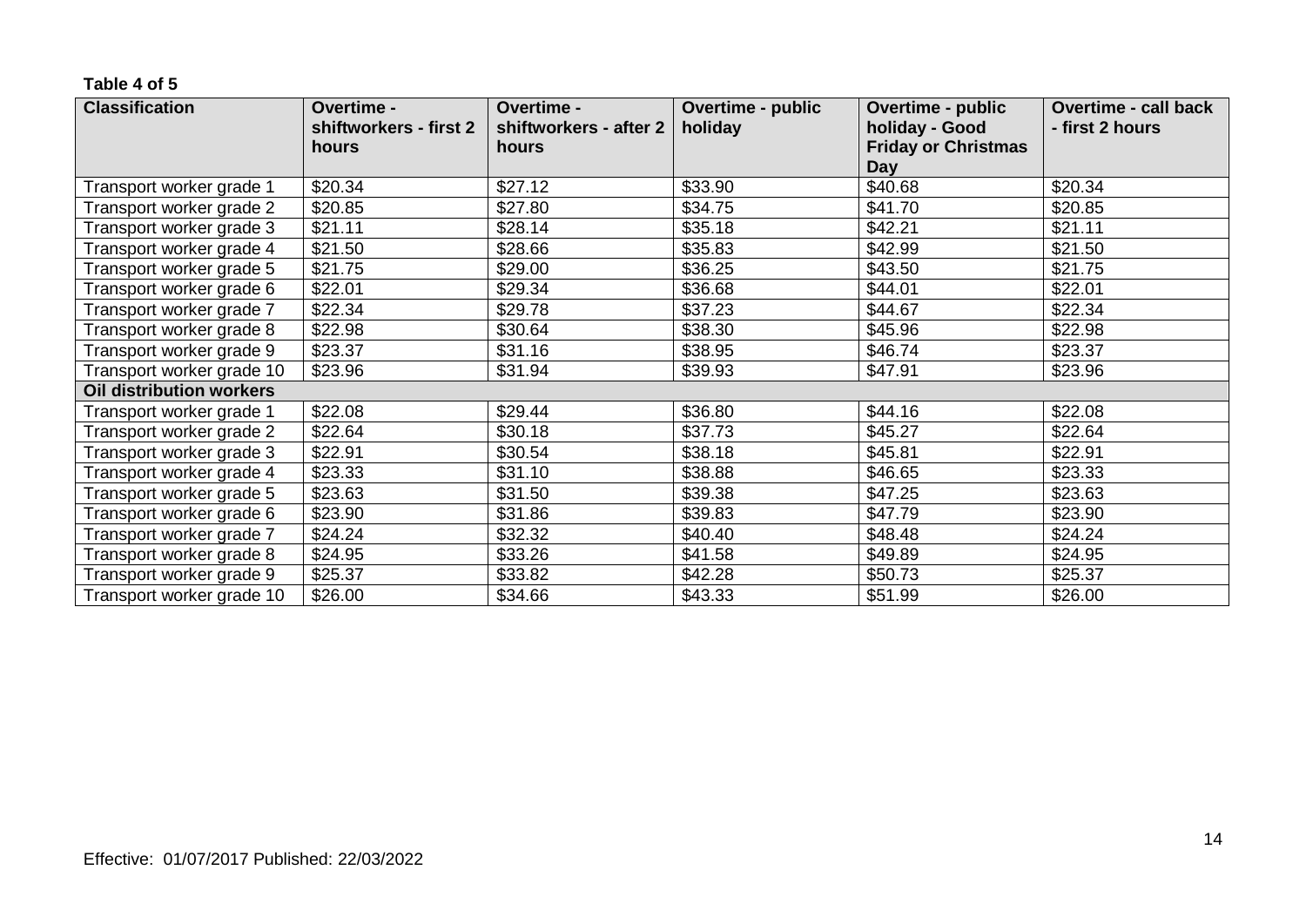**Table 4 of 5**

| Classification | Overtime - shiftworkers - first 2 hours | Overtime - shiftworkers - after 2 hours | Overtime - public holiday | Overtime - public holiday - Good Friday or Christmas Day | Overtime - call back - first 2 hours |
|---|---|---|---|---|---|
| Transport worker grade 1 | $20.34 | $27.12 | $33.90 | $40.68 | $20.34 |
| Transport worker grade 2 | $20.85 | $27.80 | $34.75 | $41.70 | $20.85 |
| Transport worker grade 3 | $21.11 | $28.14 | $35.18 | $42.21 | $21.11 |
| Transport worker grade 4 | $21.50 | $28.66 | $35.83 | $42.99 | $21.50 |
| Transport worker grade 5 | $21.75 | $29.00 | $36.25 | $43.50 | $21.75 |
| Transport worker grade 6 | $22.01 | $29.34 | $36.68 | $44.01 | $22.01 |
| Transport worker grade 7 | $22.34 | $29.78 | $37.23 | $44.67 | $22.34 |
| Transport worker grade 8 | $22.98 | $30.64 | $38.30 | $45.96 | $22.98 |
| Transport worker grade 9 | $23.37 | $31.16 | $38.95 | $46.74 | $23.37 |
| Transport worker grade 10 | $23.96 | $31.94 | $39.93 | $47.91 | $23.96 |
| **Oil distribution workers** | | | | | |
| Transport worker grade 1 | $22.08 | $29.44 | $36.80 | $44.16 | $22.08 |
| Transport worker grade 2 | $22.64 | $30.18 | $37.73 | $45.27 | $22.64 |
| Transport worker grade 3 | $22.91 | $30.54 | $38.18 | $45.81 | $22.91 |
| Transport worker grade 4 | $23.33 | $31.10 | $38.88 | $46.65 | $23.33 |
| Transport worker grade 5 | $23.63 | $31.50 | $39.38 | $47.25 | $23.63 |
| Transport worker grade 6 | $23.90 | $31.86 | $39.83 | $47.79 | $23.90 |
| Transport worker grade 7 | $24.24 | $32.32 | $40.40 | $48.48 | $24.24 |
| Transport worker grade 8 | $24.95 | $33.26 | $41.58 | $49.89 | $24.95 |
| Transport worker grade 9 | $25.37 | $33.82 | $42.28 | $50.73 | $25.37 |
| Transport worker grade 10 | $26.00 | $34.66 | $43.33 | $51.99 | $26.00 |

Effective: 01/07/2017 Published: 22/03/2022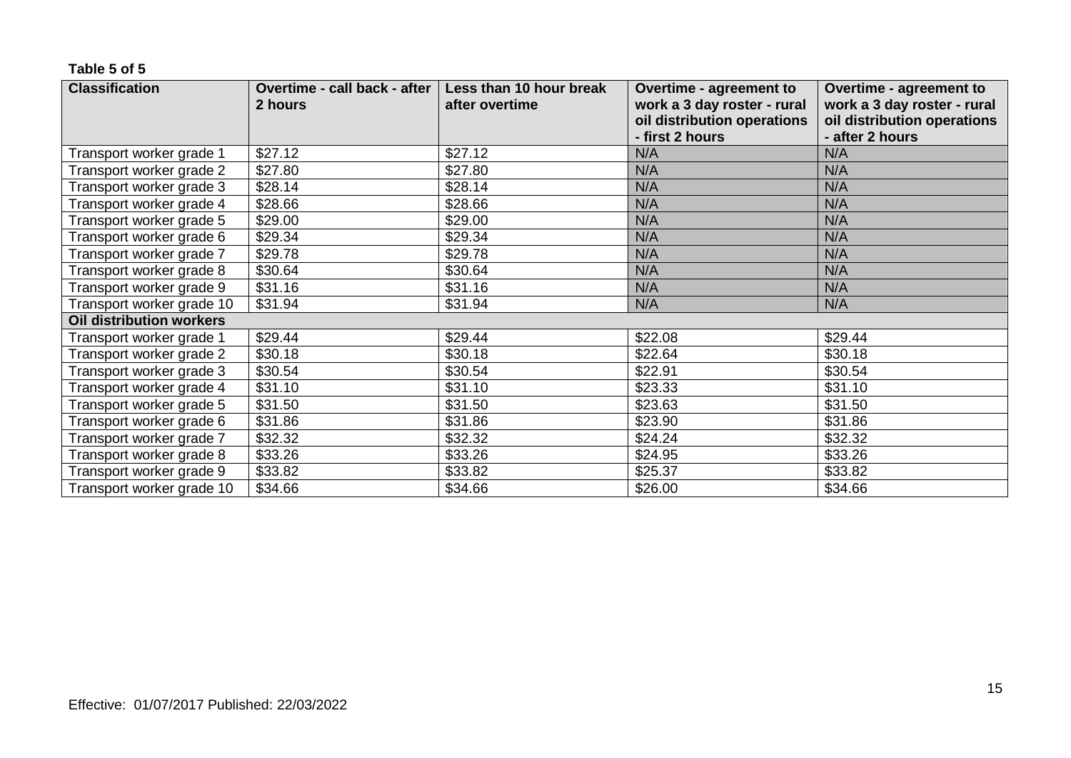**Table 5 of 5**

| Classification | Overtime - call back - after 2 hours | Less than 10 hour break after overtime | Overtime - agreement to work a 3 day roster - rural oil distribution operations - first 2 hours | Overtime - agreement to work a 3 day roster - rural oil distribution operations - after 2 hours |
|---|---|---|---|---|
| Transport worker grade 1 | $27.12 | $27.12 | N/A | N/A |
| Transport worker grade 2 | $27.80 | $27.80 | N/A | N/A |
| Transport worker grade 3 | $28.14 | $28.14 | N/A | N/A |
| Transport worker grade 4 | $28.66 | $28.66 | N/A | N/A |
| Transport worker grade 5 | $29.00 | $29.00 | N/A | N/A |
| Transport worker grade 6 | $29.34 | $29.34 | N/A | N/A |
| Transport worker grade 7 | $29.78 | $29.78 | N/A | N/A |
| Transport worker grade 8 | $30.64 | $30.64 | N/A | N/A |
| Transport worker grade 9 | $31.16 | $31.16 | N/A | N/A |
| Transport worker grade 10 | $31.94 | $31.94 | N/A | N/A |
| **Oil distribution workers** | | | | |
| Transport worker grade 1 | $29.44 | $29.44 | $22.08 | $29.44 |
| Transport worker grade 2 | $30.18 | $30.18 | $22.64 | $30.18 |
| Transport worker grade 3 | $30.54 | $30.54 | $22.91 | $30.54 |
| Transport worker grade 4 | $31.10 | $31.10 | $23.33 | $31.10 |
| Transport worker grade 5 | $31.50 | $31.50 | $23.63 | $31.50 |
| Transport worker grade 6 | $31.86 | $31.86 | $23.90 | $31.86 |
| Transport worker grade 7 | $32.32 | $32.32 | $24.24 | $32.32 |
| Transport worker grade 8 | $33.26 | $33.26 | $24.95 | $33.26 |
| Transport worker grade 9 | $33.82 | $33.82 | $25.37 | $33.82 |
| Transport worker grade 10 | $34.66 | $34.66 | $26.00 | $34.66 |

Effective: 01/07/2017 Published: 22/03/2022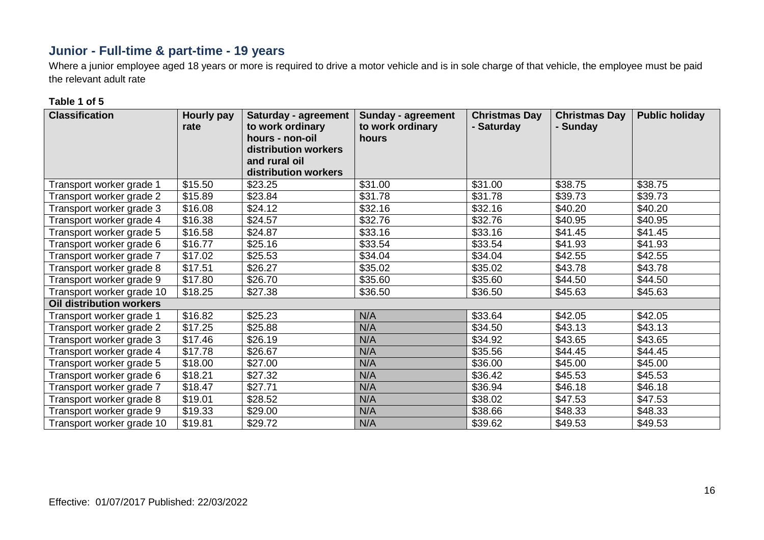## Junior - Full-time & part-time - 19 years

Where a junior employee aged 18 years or more is required to drive a motor vehicle and is in sole charge of that vehicle, the employee must be paid the relevant adult rate

**Table 1 of 5**

| Classification | Hourly pay rate | Saturday - agreement to work ordinary hours - non-oil distribution workers and rural oil distribution workers | Sunday - agreement to work ordinary hours | Christmas Day - Saturday | Christmas Day - Sunday | Public holiday |
|---|---|---|---|---|---|---|
| Transport worker grade 1 | $15.50 | $23.25 | $31.00 | $31.00 | $38.75 | $38.75 |
| Transport worker grade 2 | $15.89 | $23.84 | $31.78 | $31.78 | $39.73 | $39.73 |
| Transport worker grade 3 | $16.08 | $24.12 | $32.16 | $32.16 | $40.20 | $40.20 |
| Transport worker grade 4 | $16.38 | $24.57 | $32.76 | $32.76 | $40.95 | $40.95 |
| Transport worker grade 5 | $16.58 | $24.87 | $33.16 | $33.16 | $41.45 | $41.45 |
| Transport worker grade 6 | $16.77 | $25.16 | $33.54 | $33.54 | $41.93 | $41.93 |
| Transport worker grade 7 | $17.02 | $25.53 | $34.04 | $34.04 | $42.55 | $42.55 |
| Transport worker grade 8 | $17.51 | $26.27 | $35.02 | $35.02 | $43.78 | $43.78 |
| Transport worker grade 9 | $17.80 | $26.70 | $35.60 | $35.60 | $44.50 | $44.50 |
| Transport worker grade 10 | $18.25 | $27.38 | $36.50 | $36.50 | $45.63 | $45.63 |
| **Oil distribution workers** | | | | | | |
| Transport worker grade 1 | $16.82 | $25.23 | N/A | $33.64 | $42.05 | $42.05 |
| Transport worker grade 2 | $17.25 | $25.88 | N/A | $34.50 | $43.13 | $43.13 |
| Transport worker grade 3 | $17.46 | $26.19 | N/A | $34.92 | $43.65 | $43.65 |
| Transport worker grade 4 | $17.78 | $26.67 | N/A | $35.56 | $44.45 | $44.45 |
| Transport worker grade 5 | $18.00 | $27.00 | N/A | $36.00 | $45.00 | $45.00 |
| Transport worker grade 6 | $18.21 | $27.32 | N/A | $36.42 | $45.53 | $45.53 |
| Transport worker grade 7 | $18.47 | $27.71 | N/A | $36.94 | $46.18 | $46.18 |
| Transport worker grade 8 | $19.01 | $28.52 | N/A | $38.02 | $47.53 | $47.53 |
| Transport worker grade 9 | $19.33 | $29.00 | N/A | $38.66 | $48.33 | $48.33 |
| Transport worker grade 10 | $19.81 | $29.72 | N/A | $39.62 | $49.53 | $49.53 |

Effective: 01/07/2017 Published: 22/03/2022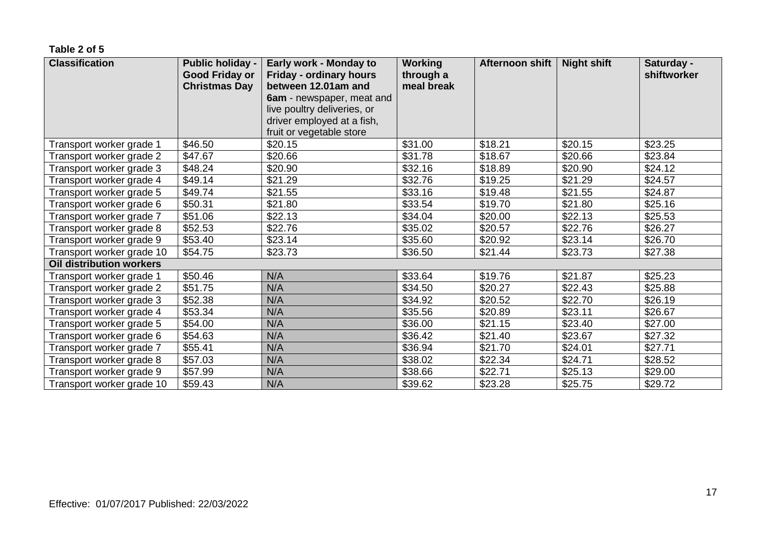**Table 2 of 5**

| Classification | Public holiday - Good Friday or Christmas Day | Early work - Monday to Friday - ordinary hours between 12.01am and 6am - newspaper, meat and live poultry deliveries, or driver employed at a fish, fruit or vegetable store | Working through a meal break | Afternoon shift | Night shift | Saturday - shiftworker |
|---|---|---|---|---|---|---|
| Transport worker grade 1 | $46.50 | $20.15 | $31.00 | $18.21 | $20.15 | $23.25 |
| Transport worker grade 2 | $47.67 | $20.66 | $31.78 | $18.67 | $20.66 | $23.84 |
| Transport worker grade 3 | $48.24 | $20.90 | $32.16 | $18.89 | $20.90 | $24.12 |
| Transport worker grade 4 | $49.14 | $21.29 | $32.76 | $19.25 | $21.29 | $24.57 |
| Transport worker grade 5 | $49.74 | $21.55 | $33.16 | $19.48 | $21.55 | $24.87 |
| Transport worker grade 6 | $50.31 | $21.80 | $33.54 | $19.70 | $21.80 | $25.16 |
| Transport worker grade 7 | $51.06 | $22.13 | $34.04 | $20.00 | $22.13 | $25.53 |
| Transport worker grade 8 | $52.53 | $22.76 | $35.02 | $20.57 | $22.76 | $26.27 |
| Transport worker grade 9 | $53.40 | $23.14 | $35.60 | $20.92 | $23.14 | $26.70 |
| Transport worker grade 10 | $54.75 | $23.73 | $36.50 | $21.44 | $23.73 | $27.38 |
| **Oil distribution workers** | | | | | | |
| Transport worker grade 1 | $50.46 | N/A | $33.64 | $19.76 | $21.87 | $25.23 |
| Transport worker grade 2 | $51.75 | N/A | $34.50 | $20.27 | $22.43 | $25.88 |
| Transport worker grade 3 | $52.38 | N/A | $34.92 | $20.52 | $22.70 | $26.19 |
| Transport worker grade 4 | $53.34 | N/A | $35.56 | $20.89 | $23.11 | $26.67 |
| Transport worker grade 5 | $54.00 | N/A | $36.00 | $21.15 | $23.40 | $27.00 |
| Transport worker grade 6 | $54.63 | N/A | $36.42 | $21.40 | $23.67 | $27.32 |
| Transport worker grade 7 | $55.41 | N/A | $36.94 | $21.70 | $24.01 | $27.71 |
| Transport worker grade 8 | $57.03 | N/A | $38.02 | $22.34 | $24.71 | $28.52 |
| Transport worker grade 9 | $57.99 | N/A | $38.66 | $22.71 | $25.13 | $29.00 |
| Transport worker grade 10 | $59.43 | N/A | $39.62 | $23.28 | $25.75 | $29.72 |

Effective: 01/07/2017 Published: 22/03/2022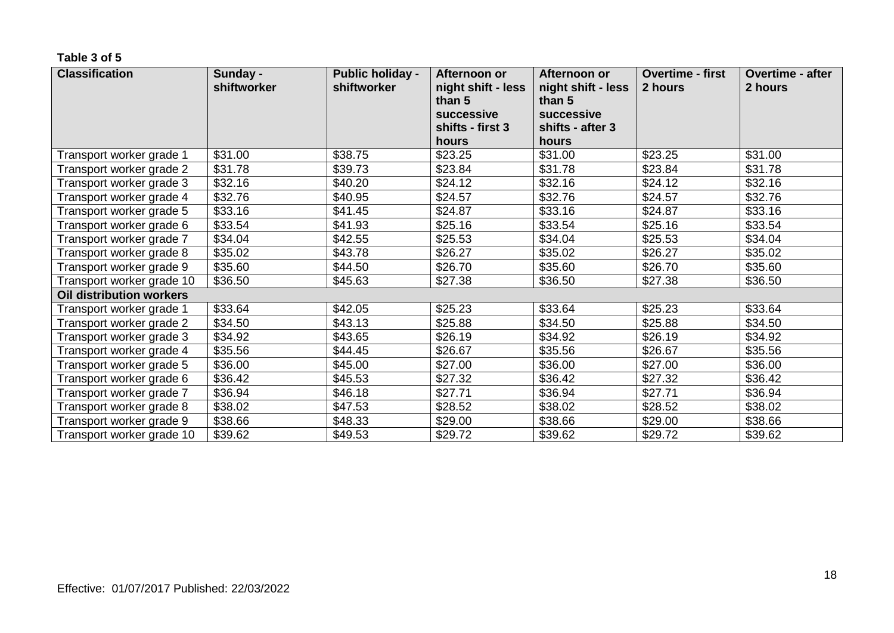**Table 3 of 5**

| Classification | Sunday - shiftworker | Public holiday - shiftworker | Afternoon or night shift - less than 5 successive shifts - first 3 hours | Afternoon or night shift - less than 5 successive shifts - after 3 hours | Overtime - first 2 hours | Overtime - after 2 hours |
|---|---|---|---|---|---|---|
| Transport worker grade 1 | $31.00 | $38.75 | $23.25 | $31.00 | $23.25 | $31.00 |
| Transport worker grade 2 | $31.78 | $39.73 | $23.84 | $31.78 | $23.84 | $31.78 |
| Transport worker grade 3 | $32.16 | $40.20 | $24.12 | $32.16 | $24.12 | $32.16 |
| Transport worker grade 4 | $32.76 | $40.95 | $24.57 | $32.76 | $24.57 | $32.76 |
| Transport worker grade 5 | $33.16 | $41.45 | $24.87 | $33.16 | $24.87 | $33.16 |
| Transport worker grade 6 | $33.54 | $41.93 | $25.16 | $33.54 | $25.16 | $33.54 |
| Transport worker grade 7 | $34.04 | $42.55 | $25.53 | $34.04 | $25.53 | $34.04 |
| Transport worker grade 8 | $35.02 | $43.78 | $26.27 | $35.02 | $26.27 | $35.02 |
| Transport worker grade 9 | $35.60 | $44.50 | $26.70 | $35.60 | $26.70 | $35.60 |
| Transport worker grade 10 | $36.50 | $45.63 | $27.38 | $36.50 | $27.38 | $36.50 |
| **Oil distribution workers** | | | | | | |
| Transport worker grade 1 | $33.64 | $42.05 | $25.23 | $33.64 | $25.23 | $33.64 |
| Transport worker grade 2 | $34.50 | $43.13 | $25.88 | $34.50 | $25.88 | $34.50 |
| Transport worker grade 3 | $34.92 | $43.65 | $26.19 | $34.92 | $26.19 | $34.92 |
| Transport worker grade 4 | $35.56 | $44.45 | $26.67 | $35.56 | $26.67 | $35.56 |
| Transport worker grade 5 | $36.00 | $45.00 | $27.00 | $36.00 | $27.00 | $36.00 |
| Transport worker grade 6 | $36.42 | $45.53 | $27.32 | $36.42 | $27.32 | $36.42 |
| Transport worker grade 7 | $36.94 | $46.18 | $27.71 | $36.94 | $27.71 | $36.94 |
| Transport worker grade 8 | $38.02 | $47.53 | $28.52 | $38.02 | $28.52 | $38.02 |
| Transport worker grade 9 | $38.66 | $48.33 | $29.00 | $38.66 | $29.00 | $38.66 |
| Transport worker grade 10 | $39.62 | $49.53 | $29.72 | $39.62 | $29.72 | $39.62 |

Effective: 01/07/2017 Published: 22/03/2022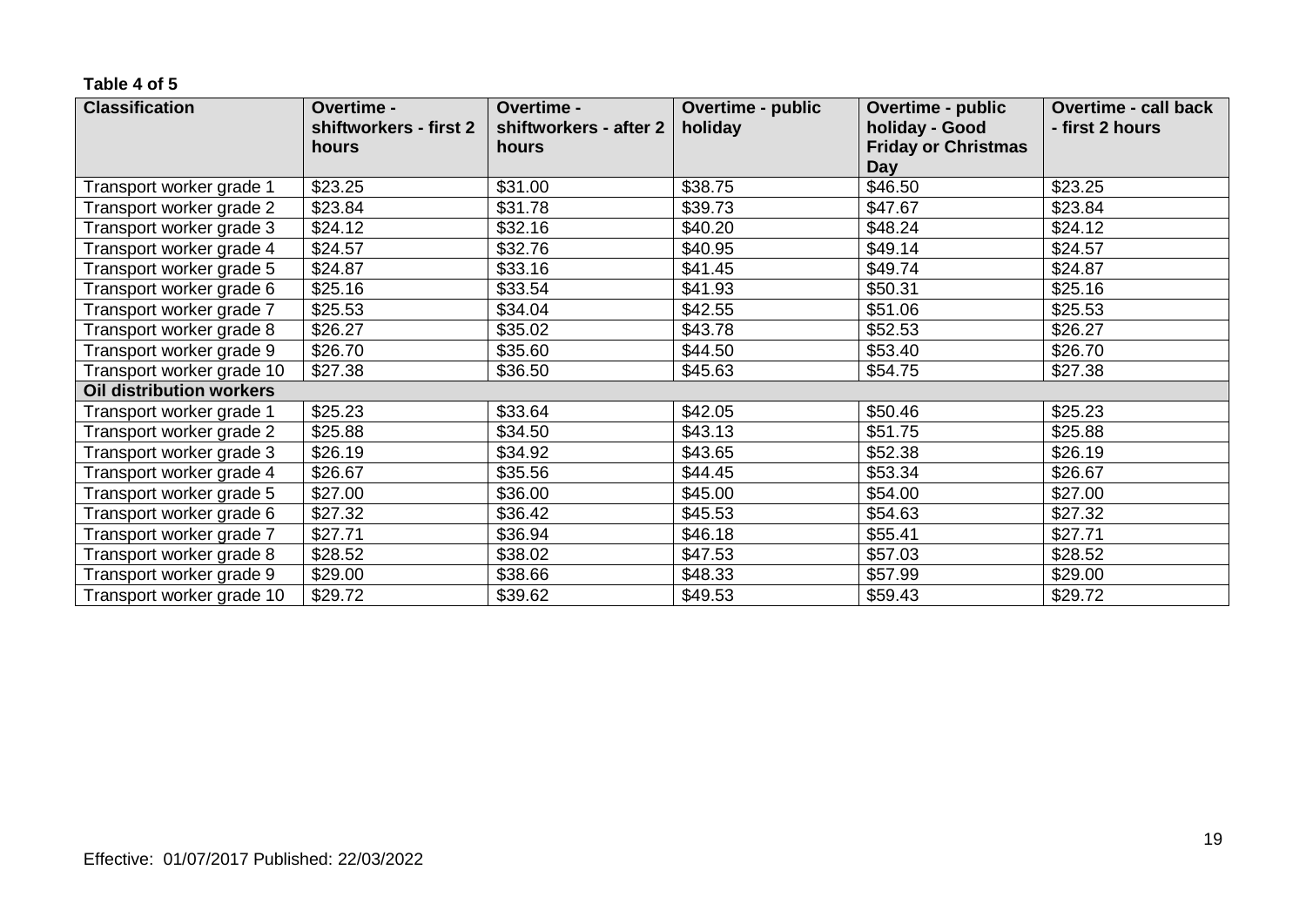**Table 4 of 5**

| Classification | Overtime - shiftworkers - first 2 hours | Overtime - shiftworkers - after 2 hours | Overtime - public holiday | Overtime - public holiday - Good Friday or Christmas Day | Overtime - call back - first 2 hours |
|---|---|---|---|---|---|
| Transport worker grade 1 | $23.25 | $31.00 | $38.75 | $46.50 | $23.25 |
| Transport worker grade 2 | $23.84 | $31.78 | $39.73 | $47.67 | $23.84 |
| Transport worker grade 3 | $24.12 | $32.16 | $40.20 | $48.24 | $24.12 |
| Transport worker grade 4 | $24.57 | $32.76 | $40.95 | $49.14 | $24.57 |
| Transport worker grade 5 | $24.87 | $33.16 | $41.45 | $49.74 | $24.87 |
| Transport worker grade 6 | $25.16 | $33.54 | $41.93 | $50.31 | $25.16 |
| Transport worker grade 7 | $25.53 | $34.04 | $42.55 | $51.06 | $25.53 |
| Transport worker grade 8 | $26.27 | $35.02 | $43.78 | $52.53 | $26.27 |
| Transport worker grade 9 | $26.70 | $35.60 | $44.50 | $53.40 | $26.70 |
| Transport worker grade 10 | $27.38 | $36.50 | $45.63 | $54.75 | $27.38 |
| **Oil distribution workers** | | | | | |
| Transport worker grade 1 | $25.23 | $33.64 | $42.05 | $50.46 | $25.23 |
| Transport worker grade 2 | $25.88 | $34.50 | $43.13 | $51.75 | $25.88 |
| Transport worker grade 3 | $26.19 | $34.92 | $43.65 | $52.38 | $26.19 |
| Transport worker grade 4 | $26.67 | $35.56 | $44.45 | $53.34 | $26.67 |
| Transport worker grade 5 | $27.00 | $36.00 | $45.00 | $54.00 | $27.00 |
| Transport worker grade 6 | $27.32 | $36.42 | $45.53 | $54.63 | $27.32 |
| Transport worker grade 7 | $27.71 | $36.94 | $46.18 | $55.41 | $27.71 |
| Transport worker grade 8 | $28.52 | $38.02 | $47.53 | $57.03 | $28.52 |
| Transport worker grade 9 | $29.00 | $38.66 | $48.33 | $57.99 | $29.00 |
| Transport worker grade 10 | $29.72 | $39.62 | $49.53 | $59.43 | $29.72 |

Effective: 01/07/2017 Published: 22/03/2022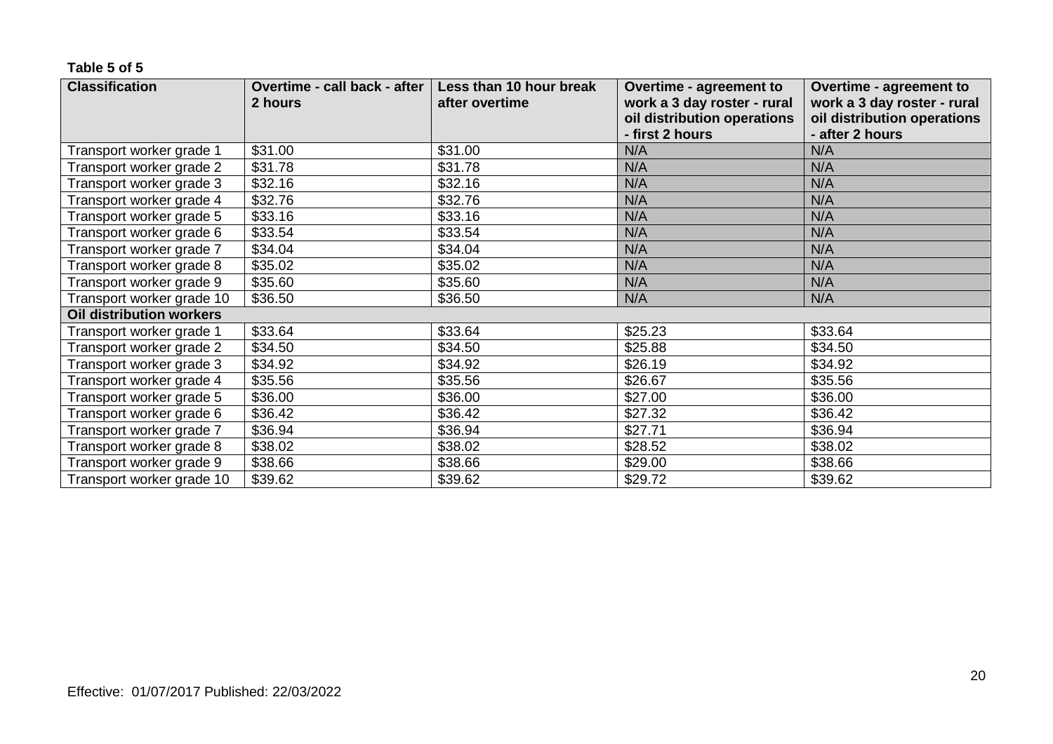**Table 5 of 5**

| Classification | Overtime - call back - after 2 hours | Less than 10 hour break after overtime | Overtime - agreement to work a 3 day roster - rural oil distribution operations - first 2 hours | Overtime - agreement to work a 3 day roster - rural oil distribution operations - after 2 hours |
|---|---|---|---|---|
| Transport worker grade 1 | $31.00 | $31.00 | N/A | N/A |
| Transport worker grade 2 | $31.78 | $31.78 | N/A | N/A |
| Transport worker grade 3 | $32.16 | $32.16 | N/A | N/A |
| Transport worker grade 4 | $32.76 | $32.76 | N/A | N/A |
| Transport worker grade 5 | $33.16 | $33.16 | N/A | N/A |
| Transport worker grade 6 | $33.54 | $33.54 | N/A | N/A |
| Transport worker grade 7 | $34.04 | $34.04 | N/A | N/A |
| Transport worker grade 8 | $35.02 | $35.02 | N/A | N/A |
| Transport worker grade 9 | $35.60 | $35.60 | N/A | N/A |
| Transport worker grade 10 | $36.50 | $36.50 | N/A | N/A |
| **Oil distribution workers** | | | | |
| Transport worker grade 1 | $33.64 | $33.64 | $25.23 | $33.64 |
| Transport worker grade 2 | $34.50 | $34.50 | $25.88 | $34.50 |
| Transport worker grade 3 | $34.92 | $34.92 | $26.19 | $34.92 |
| Transport worker grade 4 | $35.56 | $35.56 | $26.67 | $35.56 |
| Transport worker grade 5 | $36.00 | $36.00 | $27.00 | $36.00 |
| Transport worker grade 6 | $36.42 | $36.42 | $27.32 | $36.42 |
| Transport worker grade 7 | $36.94 | $36.94 | $27.71 | $36.94 |
| Transport worker grade 8 | $38.02 | $38.02 | $28.52 | $38.02 |
| Transport worker grade 9 | $38.66 | $38.66 | $29.00 | $38.66 |
| Transport worker grade 10 | $39.62 | $39.62 | $29.72 | $39.62 |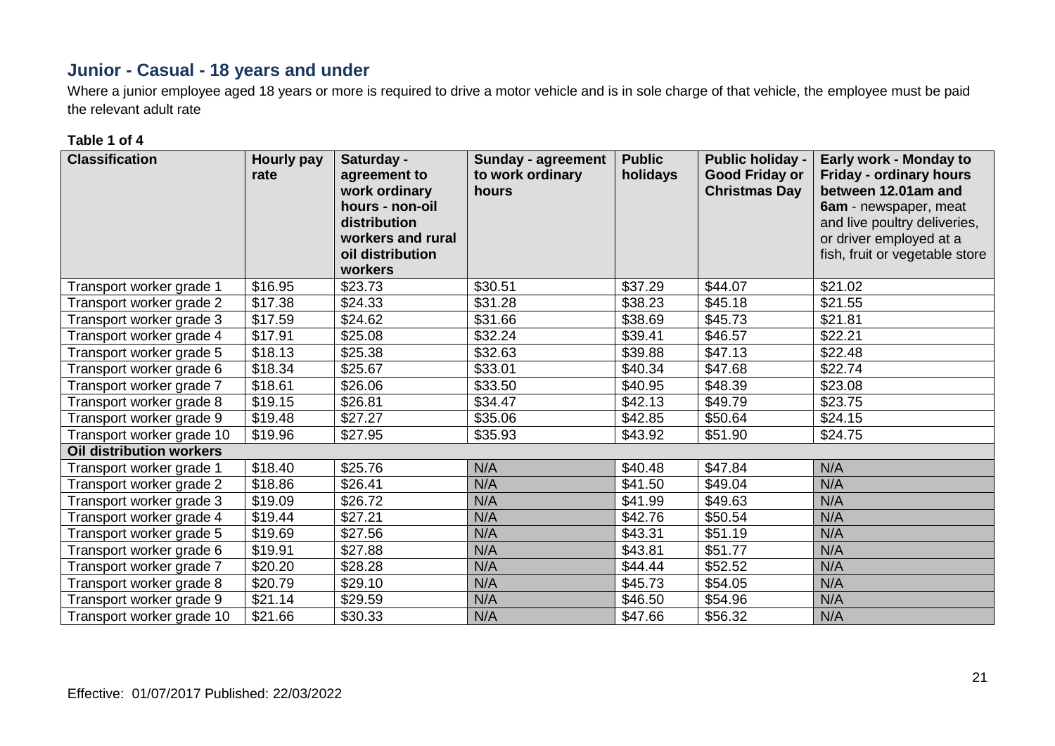## Junior - Casual - 18 years and under

Where a junior employee aged 18 years or more is required to drive a motor vehicle and is in sole charge of that vehicle, the employee must be paid the relevant adult rate

**Table 1 of 4**

| Classification | Hourly pay rate | Saturday - agreement to work ordinary hours - non-oil distribution workers and rural oil distribution workers | Sunday - agreement to work ordinary hours | Public holidays | Public holiday - Good Friday or Christmas Day | Early work - Monday to Friday - ordinary hours between 12.01am and 6am - newspaper, meat and live poultry deliveries, or driver employed at a fish, fruit or vegetable store |
|---|---|---|---|---|---|---|
| Transport worker grade 1 | \$16.95 | \$23.73 | \$30.51 | \$37.29 | \$44.07 | \$21.02 |
| Transport worker grade 2 | \$17.38 | \$24.33 | \$31.28 | \$38.23 | \$45.18 | \$21.55 |
| Transport worker grade 3 | \$17.59 | \$24.62 | \$31.66 | \$38.69 | \$45.73 | \$21.81 |
| Transport worker grade 4 | \$17.91 | \$25.08 | \$32.24 | \$39.41 | \$46.57 | \$22.21 |
| Transport worker grade 5 | \$18.13 | \$25.38 | \$32.63 | \$39.88 | \$47.13 | \$22.48 |
| Transport worker grade 6 | \$18.34 | \$25.67 | \$33.01 | \$40.34 | \$47.68 | \$22.74 |
| Transport worker grade 7 | \$18.61 | \$26.06 | \$33.50 | \$40.95 | \$48.39 | \$23.08 |
| Transport worker grade 8 | \$19.15 | \$26.81 | \$34.47 | \$42.13 | \$49.79 | \$23.75 |
| Transport worker grade 9 | \$19.48 | \$27.27 | \$35.06 | \$42.85 | \$50.64 | \$24.15 |
| Transport worker grade 10 | \$19.96 | \$27.95 | \$35.93 | \$43.92 | \$51.90 | \$24.75 |
| **Oil distribution workers** | | | | | | |
| Transport worker grade 1 | \$18.40 | \$25.76 | N/A | \$40.48 | \$47.84 | N/A |
| Transport worker grade 2 | \$18.86 | \$26.41 | N/A | \$41.50 | \$49.04 | N/A |
| Transport worker grade 3 | \$19.09 | \$26.72 | N/A | \$41.99 | \$49.63 | N/A |
| Transport worker grade 4 | \$19.44 | \$27.21 | N/A | \$42.76 | \$50.54 | N/A |
| Transport worker grade 5 | \$19.69 | \$27.56 | N/A | \$43.31 | \$51.19 | N/A |
| Transport worker grade 6 | \$19.91 | \$27.88 | N/A | \$43.81 | \$51.77 | N/A |
| Transport worker grade 7 | \$20.20 | \$28.28 | N/A | \$44.44 | \$52.52 | N/A |
| Transport worker grade 8 | \$20.79 | \$29.10 | N/A | \$45.73 | \$54.05 | N/A |
| Transport worker grade 9 | \$21.14 | \$29.59 | N/A | \$46.50 | \$54.96 | N/A |
| Transport worker grade 10 | \$21.66 | \$30.33 | N/A | \$47.66 | \$56.32 | N/A |

Effective: 01/07/2017 Published: 22/03/2022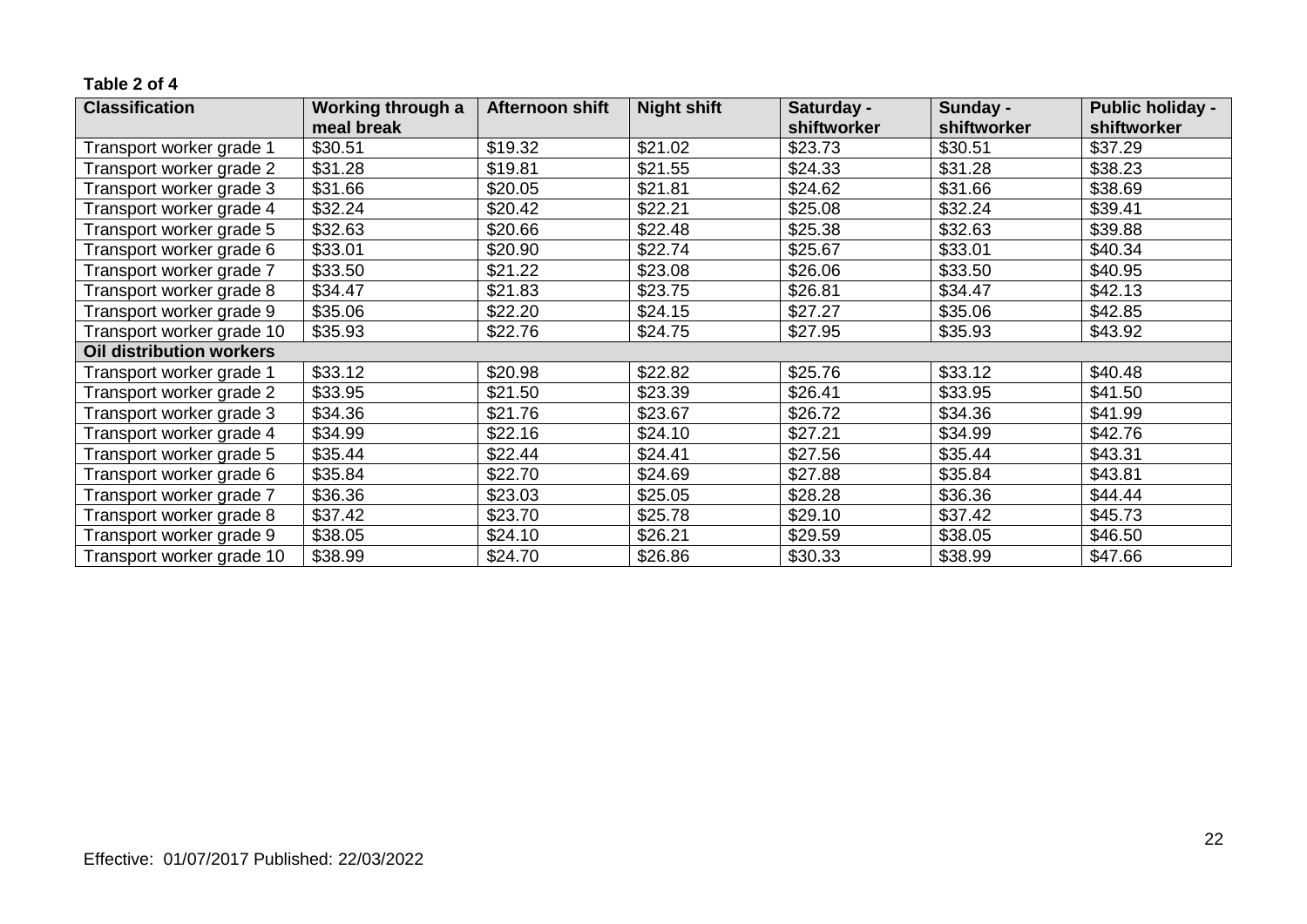**Table 2 of 4**

| Classification | Working through a meal break | Afternoon shift | Night shift | Saturday - shiftworker | Sunday - shiftworker | Public holiday - shiftworker |
|---|---|---|---|---|---|---|
| Transport worker grade 1 | $30.51 | $19.32 | $21.02 | $23.73 | $30.51 | $37.29 |
| Transport worker grade 2 | $31.28 | $19.81 | $21.55 | $24.33 | $31.28 | $38.23 |
| Transport worker grade 3 | $31.66 | $20.05 | $21.81 | $24.62 | $31.66 | $38.69 |
| Transport worker grade 4 | $32.24 | $20.42 | $22.21 | $25.08 | $32.24 | $39.41 |
| Transport worker grade 5 | $32.63 | $20.66 | $22.48 | $25.38 | $32.63 | $39.88 |
| Transport worker grade 6 | $33.01 | $20.90 | $22.74 | $25.67 | $33.01 | $40.34 |
| Transport worker grade 7 | $33.50 | $21.22 | $23.08 | $26.06 | $33.50 | $40.95 |
| Transport worker grade 8 | $34.47 | $21.83 | $23.75 | $26.81 | $34.47 | $42.13 |
| Transport worker grade 9 | $35.06 | $22.20 | $24.15 | $27.27 | $35.06 | $42.85 |
| Transport worker grade 10 | $35.93 | $22.76 | $24.75 | $27.95 | $35.93 | $43.92 |
| **Oil distribution workers** | | | | | | |
| Transport worker grade 1 | $33.12 | $20.98 | $22.82 | $25.76 | $33.12 | $40.48 |
| Transport worker grade 2 | $33.95 | $21.50 | $23.39 | $26.41 | $33.95 | $41.50 |
| Transport worker grade 3 | $34.36 | $21.76 | $23.67 | $26.72 | $34.36 | $41.99 |
| Transport worker grade 4 | $34.99 | $22.16 | $24.10 | $27.21 | $34.99 | $42.76 |
| Transport worker grade 5 | $35.44 | $22.44 | $24.41 | $27.56 | $35.44 | $43.31 |
| Transport worker grade 6 | $35.84 | $22.70 | $24.69 | $27.88 | $35.84 | $43.81 |
| Transport worker grade 7 | $36.36 | $23.03 | $25.05 | $28.28 | $36.36 | $44.44 |
| Transport worker grade 8 | $37.42 | $23.70 | $25.78 | $29.10 | $37.42 | $45.73 |
| Transport worker grade 9 | $38.05 | $24.10 | $26.21 | $29.59 | $38.05 | $46.50 |
| Transport worker grade 10 | $38.99 | $24.70 | $26.86 | $30.33 | $38.99 | $47.66 |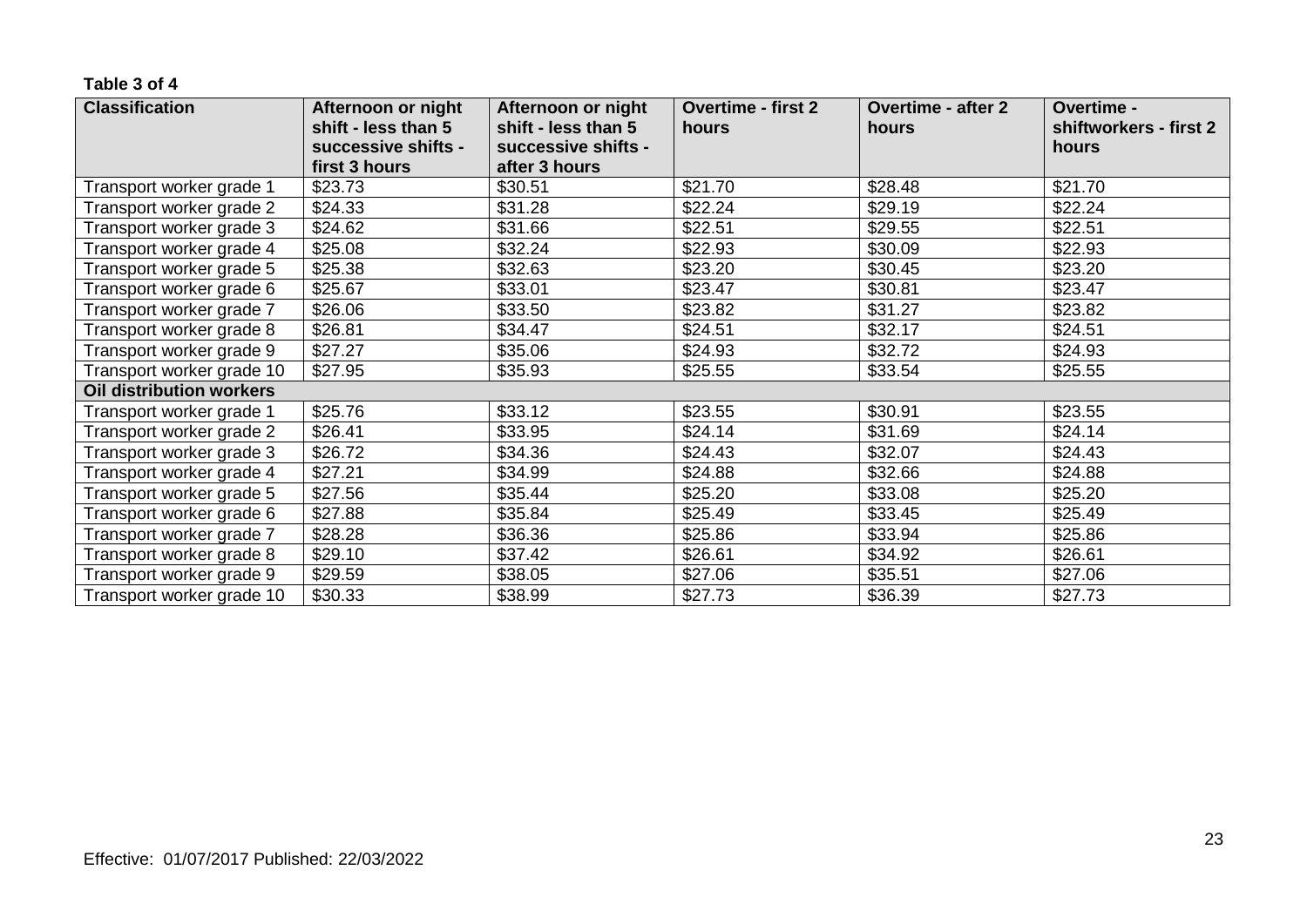**Table 3 of 4**

| Classification | Afternoon or night shift - less than 5 successive shifts - first 3 hours | Afternoon or night shift - less than 5 successive shifts - after 3 hours | Overtime - first 2 hours | Overtime - after 2 hours | Overtime - shiftworkers - first 2 hours |
|---|---|---|---|---|---|
| Transport worker grade 1 | $23.73 | $30.51 | $21.70 | $28.48 | $21.70 |
| Transport worker grade 2 | $24.33 | $31.28 | $22.24 | $29.19 | $22.24 |
| Transport worker grade 3 | $24.62 | $31.66 | $22.51 | $29.55 | $22.51 |
| Transport worker grade 4 | $25.08 | $32.24 | $22.93 | $30.09 | $22.93 |
| Transport worker grade 5 | $25.38 | $32.63 | $23.20 | $30.45 | $23.20 |
| Transport worker grade 6 | $25.67 | $33.01 | $23.47 | $30.81 | $23.47 |
| Transport worker grade 7 | $26.06 | $33.50 | $23.82 | $31.27 | $23.82 |
| Transport worker grade 8 | $26.81 | $34.47 | $24.51 | $32.17 | $24.51 |
| Transport worker grade 9 | $27.27 | $35.06 | $24.93 | $32.72 | $24.93 |
| Transport worker grade 10 | $27.95 | $35.93 | $25.55 | $33.54 | $25.55 |
| **Oil distribution workers** | | | | | |
| Transport worker grade 1 | $25.76 | $33.12 | $23.55 | $30.91 | $23.55 |
| Transport worker grade 2 | $26.41 | $33.95 | $24.14 | $31.69 | $24.14 |
| Transport worker grade 3 | $26.72 | $34.36 | $24.43 | $32.07 | $24.43 |
| Transport worker grade 4 | $27.21 | $34.99 | $24.88 | $32.66 | $24.88 |
| Transport worker grade 5 | $27.56 | $35.44 | $25.20 | $33.08 | $25.20 |
| Transport worker grade 6 | $27.88 | $35.84 | $25.49 | $33.45 | $25.49 |
| Transport worker grade 7 | $28.28 | $36.36 | $25.86 | $33.94 | $25.86 |
| Transport worker grade 8 | $29.10 | $37.42 | $26.61 | $34.92 | $26.61 |
| Transport worker grade 9 | $29.59 | $38.05 | $27.06 | $35.51 | $27.06 |
| Transport worker grade 10 | $30.33 | $38.99 | $27.73 | $36.39 | $27.73 |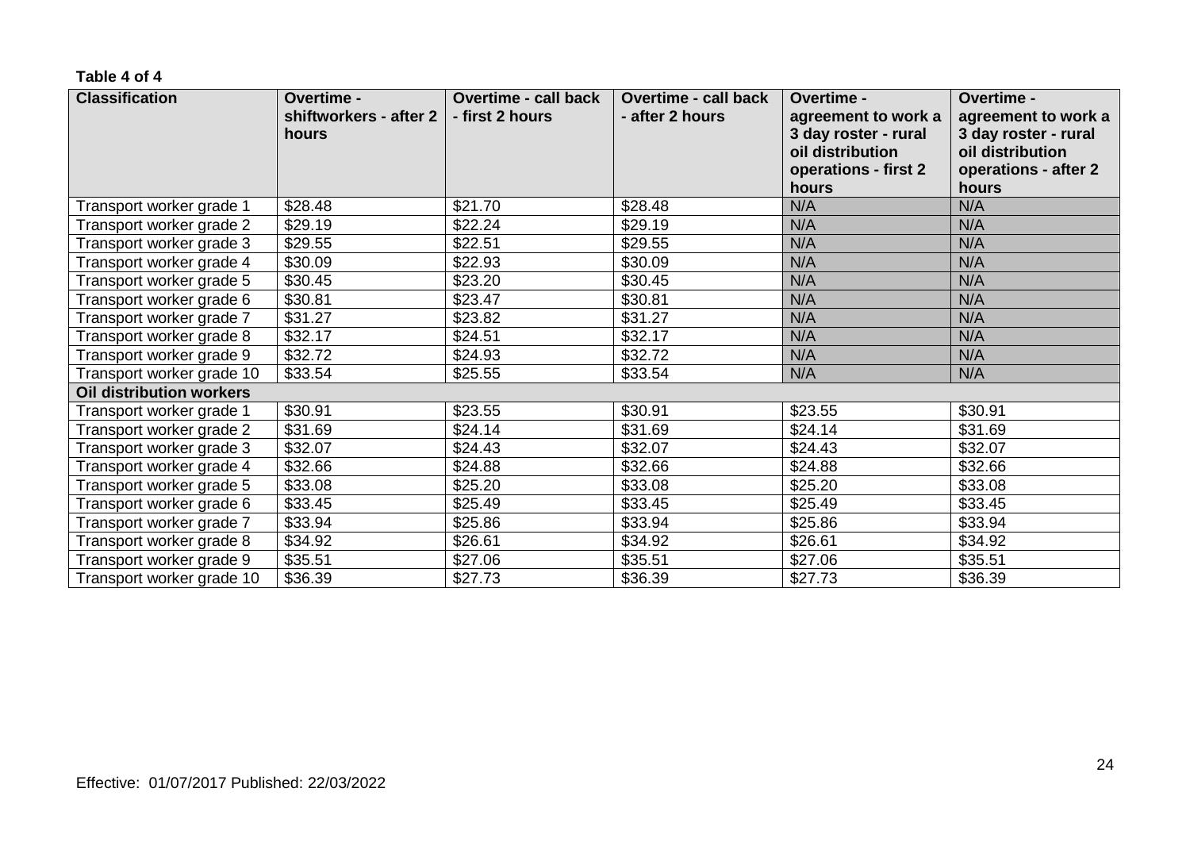**Table 4 of 4**

| Classification | Overtime - shiftworkers - after 2 hours | Overtime - call back - first 2 hours | Overtime - call back - after 2 hours | Overtime - agreement to work a 3 day roster - rural oil distribution operations - first 2 hours | Overtime - agreement to work a 3 day roster - rural oil distribution operations - after 2 hours |
|---|---|---|---|---|---|
| Transport worker grade 1 | $28.48 | $21.70 | $28.48 | N/A | N/A |
| Transport worker grade 2 | $29.19 | $22.24 | $29.19 | N/A | N/A |
| Transport worker grade 3 | $29.55 | $22.51 | $29.55 | N/A | N/A |
| Transport worker grade 4 | $30.09 | $22.93 | $30.09 | N/A | N/A |
| Transport worker grade 5 | $30.45 | $23.20 | $30.45 | N/A | N/A |
| Transport worker grade 6 | $30.81 | $23.47 | $30.81 | N/A | N/A |
| Transport worker grade 7 | $31.27 | $23.82 | $31.27 | N/A | N/A |
| Transport worker grade 8 | $32.17 | $24.51 | $32.17 | N/A | N/A |
| Transport worker grade 9 | $32.72 | $24.93 | $32.72 | N/A | N/A |
| Transport worker grade 10 | $33.54 | $25.55 | $33.54 | N/A | N/A |
| **Oil distribution workers** | | | | | |
| Transport worker grade 1 | $30.91 | $23.55 | $30.91 | $23.55 | $30.91 |
| Transport worker grade 2 | $31.69 | $24.14 | $31.69 | $24.14 | $31.69 |
| Transport worker grade 3 | $32.07 | $24.43 | $32.07 | $24.43 | $32.07 |
| Transport worker grade 4 | $32.66 | $24.88 | $32.66 | $24.88 | $32.66 |
| Transport worker grade 5 | $33.08 | $25.20 | $33.08 | $25.20 | $33.08 |
| Transport worker grade 6 | $33.45 | $25.49 | $33.45 | $25.49 | $33.45 |
| Transport worker grade 7 | $33.94 | $25.86 | $33.94 | $25.86 | $33.94 |
| Transport worker grade 8 | $34.92 | $26.61 | $34.92 | $26.61 | $34.92 |
| Transport worker grade 9 | $35.51 | $27.06 | $35.51 | $27.06 | $35.51 |
| Transport worker grade 10 | $36.39 | $27.73 | $36.39 | $27.73 | $36.39 |

Effective: 01/07/2017 Published: 22/03/2022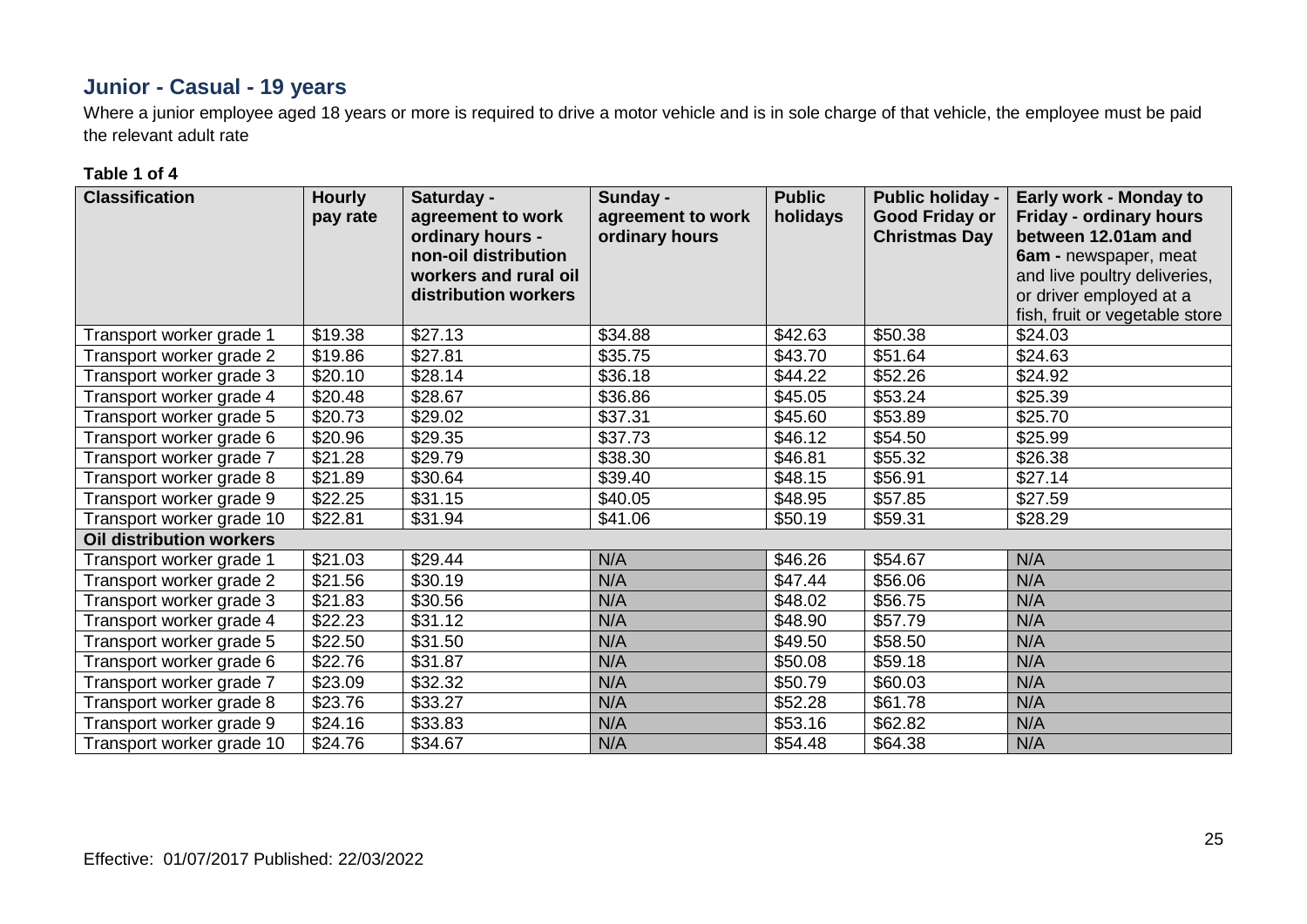## Junior - Casual - 19 years

Where a junior employee aged 18 years or more is required to drive a motor vehicle and is in sole charge of that vehicle, the employee must be paid the relevant adult rate

**Table 1 of 4**

| Classification | Hourly pay rate | Saturday - agreement to work ordinary hours - non-oil distribution workers and rural oil distribution workers | Sunday - agreement to work ordinary hours | Public holidays | Public holiday - Good Friday or Christmas Day | Early work - Monday to Friday - ordinary hours between 12.01am and 6am - newspaper, meat and live poultry deliveries, or driver employed at a fish, fruit or vegetable store |
|---|---|---|---|---|---|---|
| Transport worker grade 1 | $19.38 | $27.13 | $34.88 | $42.63 | $50.38 | $24.03 |
| Transport worker grade 2 | $19.86 | $27.81 | $35.75 | $43.70 | $51.64 | $24.63 |
| Transport worker grade 3 | $20.10 | $28.14 | $36.18 | $44.22 | $52.26 | $24.92 |
| Transport worker grade 4 | $20.48 | $28.67 | $36.86 | $45.05 | $53.24 | $25.39 |
| Transport worker grade 5 | $20.73 | $29.02 | $37.31 | $45.60 | $53.89 | $25.70 |
| Transport worker grade 6 | $20.96 | $29.35 | $37.73 | $46.12 | $54.50 | $25.99 |
| Transport worker grade 7 | $21.28 | $29.79 | $38.30 | $46.81 | $55.32 | $26.38 |
| Transport worker grade 8 | $21.89 | $30.64 | $39.40 | $48.15 | $56.91 | $27.14 |
| Transport worker grade 9 | $22.25 | $31.15 | $40.05 | $48.95 | $57.85 | $27.59 |
| Transport worker grade 10 | $22.81 | $31.94 | $41.06 | $50.19 | $59.31 | $28.29 |
| **Oil distribution workers** | | | | | | |
| Transport worker grade 1 | $21.03 | $29.44 | N/A | $46.26 | $54.67 | N/A |
| Transport worker grade 2 | $21.56 | $30.19 | N/A | $47.44 | $56.06 | N/A |
| Transport worker grade 3 | $21.83 | $30.56 | N/A | $48.02 | $56.75 | N/A |
| Transport worker grade 4 | $22.23 | $31.12 | N/A | $48.90 | $57.79 | N/A |
| Transport worker grade 5 | $22.50 | $31.50 | N/A | $49.50 | $58.50 | N/A |
| Transport worker grade 6 | $22.76 | $31.87 | N/A | $50.08 | $59.18 | N/A |
| Transport worker grade 7 | $23.09 | $32.32 | N/A | $50.79 | $60.03 | N/A |
| Transport worker grade 8 | $23.76 | $33.27 | N/A | $52.28 | $61.78 | N/A |
| Transport worker grade 9 | $24.16 | $33.83 | N/A | $53.16 | $62.82 | N/A |
| Transport worker grade 10 | $24.76 | $34.67 | N/A | $54.48 | $64.38 | N/A |

Effective: 01/07/2017 Published: 22/03/2022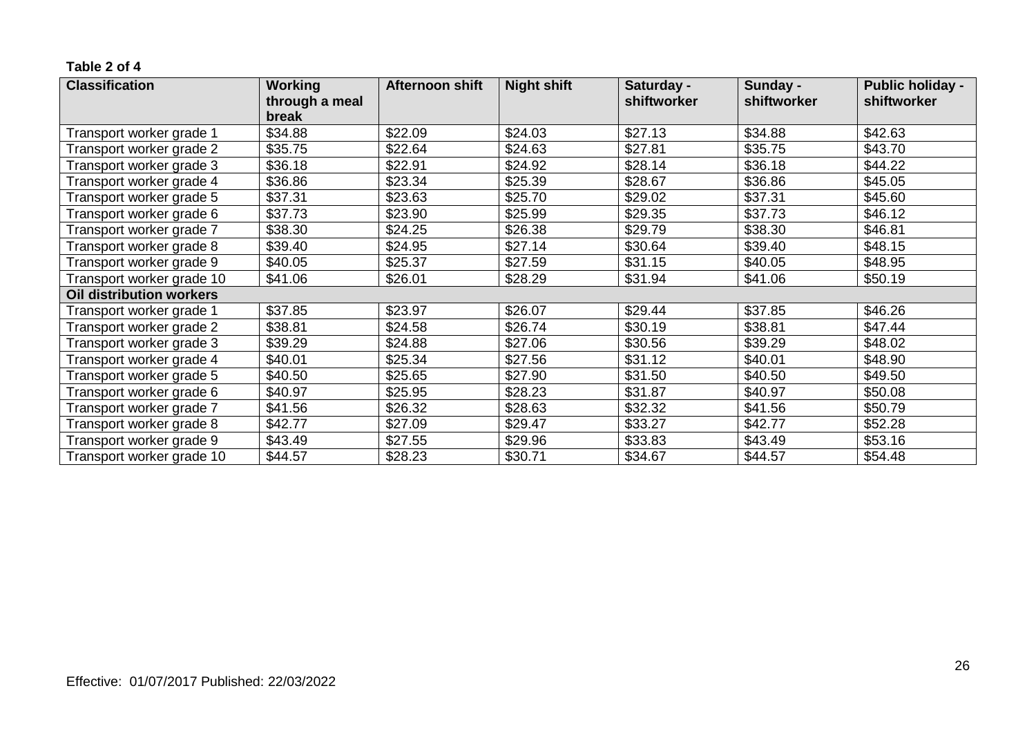**Table 2 of 4**

| Classification | Working through a meal break | Afternoon shift | Night shift | Saturday - shiftworker | Sunday - shiftworker | Public holiday - shiftworker |
|---|---|---|---|---|---|---|
| Transport worker grade 1 | $34.88 | $22.09 | $24.03 | $27.13 | $34.88 | $42.63 |
| Transport worker grade 2 | $35.75 | $22.64 | $24.63 | $27.81 | $35.75 | $43.70 |
| Transport worker grade 3 | $36.18 | $22.91 | $24.92 | $28.14 | $36.18 | $44.22 |
| Transport worker grade 4 | $36.86 | $23.34 | $25.39 | $28.67 | $36.86 | $45.05 |
| Transport worker grade 5 | $37.31 | $23.63 | $25.70 | $29.02 | $37.31 | $45.60 |
| Transport worker grade 6 | $37.73 | $23.90 | $25.99 | $29.35 | $37.73 | $46.12 |
| Transport worker grade 7 | $38.30 | $24.25 | $26.38 | $29.79 | $38.30 | $46.81 |
| Transport worker grade 8 | $39.40 | $24.95 | $27.14 | $30.64 | $39.40 | $48.15 |
| Transport worker grade 9 | $40.05 | $25.37 | $27.59 | $31.15 | $40.05 | $48.95 |
| Transport worker grade 10 | $41.06 | $26.01 | $28.29 | $31.94 | $41.06 | $50.19 |
| **Oil distribution workers** | | | | | | |
| Transport worker grade 1 | $37.85 | $23.97 | $26.07 | $29.44 | $37.85 | $46.26 |
| Transport worker grade 2 | $38.81 | $24.58 | $26.74 | $30.19 | $38.81 | $47.44 |
| Transport worker grade 3 | $39.29 | $24.88 | $27.06 | $30.56 | $39.29 | $48.02 |
| Transport worker grade 4 | $40.01 | $25.34 | $27.56 | $31.12 | $40.01 | $48.90 |
| Transport worker grade 5 | $40.50 | $25.65 | $27.90 | $31.50 | $40.50 | $49.50 |
| Transport worker grade 6 | $40.97 | $25.95 | $28.23 | $31.87 | $40.97 | $50.08 |
| Transport worker grade 7 | $41.56 | $26.32 | $28.63 | $32.32 | $41.56 | $50.79 |
| Transport worker grade 8 | $42.77 | $27.09 | $29.47 | $33.27 | $42.77 | $52.28 |
| Transport worker grade 9 | $43.49 | $27.55 | $29.96 | $33.83 | $43.49 | $53.16 |
| Transport worker grade 10 | $44.57 | $28.23 | $30.71 | $34.67 | $44.57 | $54.48 |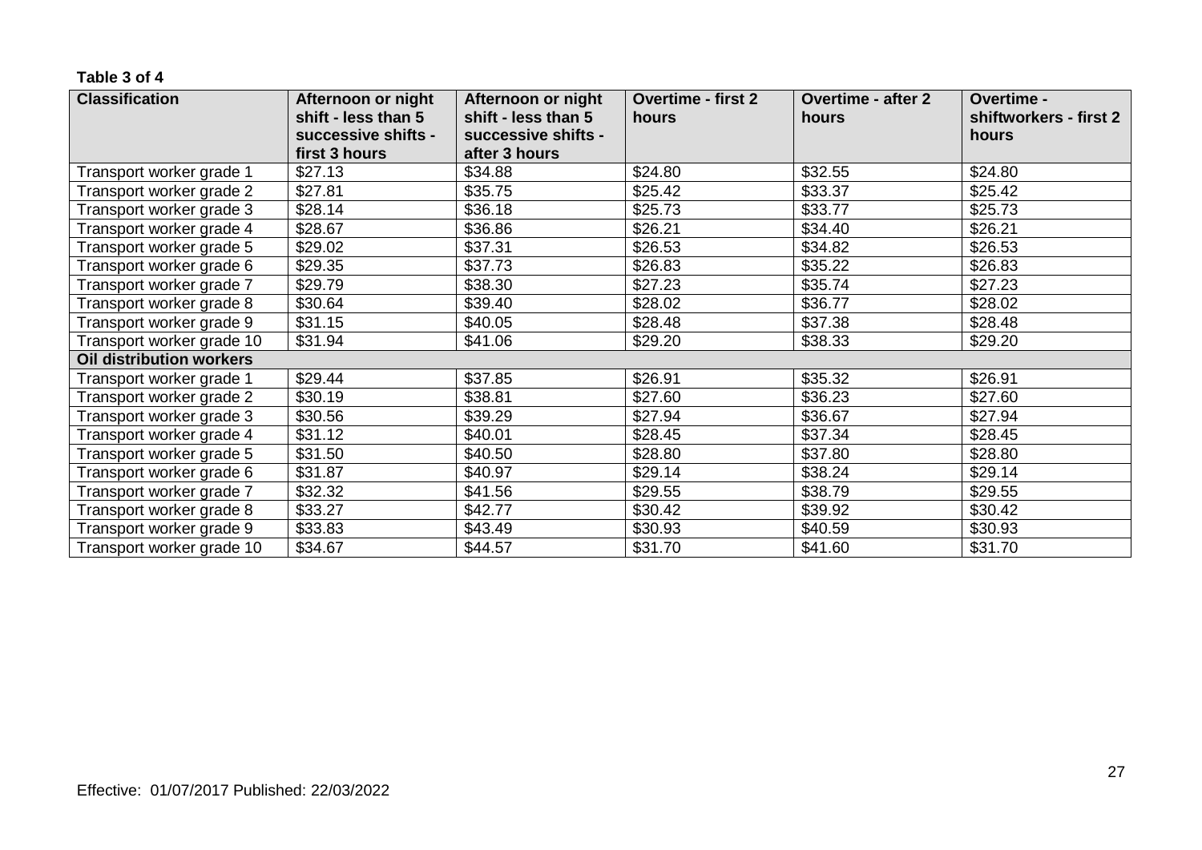**Table 3 of 4**

| Classification | Afternoon or night shift - less than 5 successive shifts - first 3 hours | Afternoon or night shift - less than 5 successive shifts - after 3 hours | Overtime - first 2 hours | Overtime - after 2 hours | Overtime - shiftworkers - first 2 hours |
|---|---|---|---|---|---|
| Transport worker grade 1 | $27.13 | $34.88 | $24.80 | $32.55 | $24.80 |
| Transport worker grade 2 | $27.81 | $35.75 | $25.42 | $33.37 | $25.42 |
| Transport worker grade 3 | $28.14 | $36.18 | $25.73 | $33.77 | $25.73 |
| Transport worker grade 4 | $28.67 | $36.86 | $26.21 | $34.40 | $26.21 |
| Transport worker grade 5 | $29.02 | $37.31 | $26.53 | $34.82 | $26.53 |
| Transport worker grade 6 | $29.35 | $37.73 | $26.83 | $35.22 | $26.83 |
| Transport worker grade 7 | $29.79 | $38.30 | $27.23 | $35.74 | $27.23 |
| Transport worker grade 8 | $30.64 | $39.40 | $28.02 | $36.77 | $28.02 |
| Transport worker grade 9 | $31.15 | $40.05 | $28.48 | $37.38 | $28.48 |
| Transport worker grade 10 | $31.94 | $41.06 | $29.20 | $38.33 | $29.20 |
| **Oil distribution workers** | | | | | |
| Transport worker grade 1 | $29.44 | $37.85 | $26.91 | $35.32 | $26.91 |
| Transport worker grade 2 | $30.19 | $38.81 | $27.60 | $36.23 | $27.60 |
| Transport worker grade 3 | $30.56 | $39.29 | $27.94 | $36.67 | $27.94 |
| Transport worker grade 4 | $31.12 | $40.01 | $28.45 | $37.34 | $28.45 |
| Transport worker grade 5 | $31.50 | $40.50 | $28.80 | $37.80 | $28.80 |
| Transport worker grade 6 | $31.87 | $40.97 | $29.14 | $38.24 | $29.14 |
| Transport worker grade 7 | $32.32 | $41.56 | $29.55 | $38.79 | $29.55 |
| Transport worker grade 8 | $33.27 | $42.77 | $30.42 | $39.92 | $30.42 |
| Transport worker grade 9 | $33.83 | $43.49 | $30.93 | $40.59 | $30.93 |
| Transport worker grade 10 | $34.67 | $44.57 | $31.70 | $41.60 | $31.70 |

Effective: 01/07/2017 Published: 22/03/2022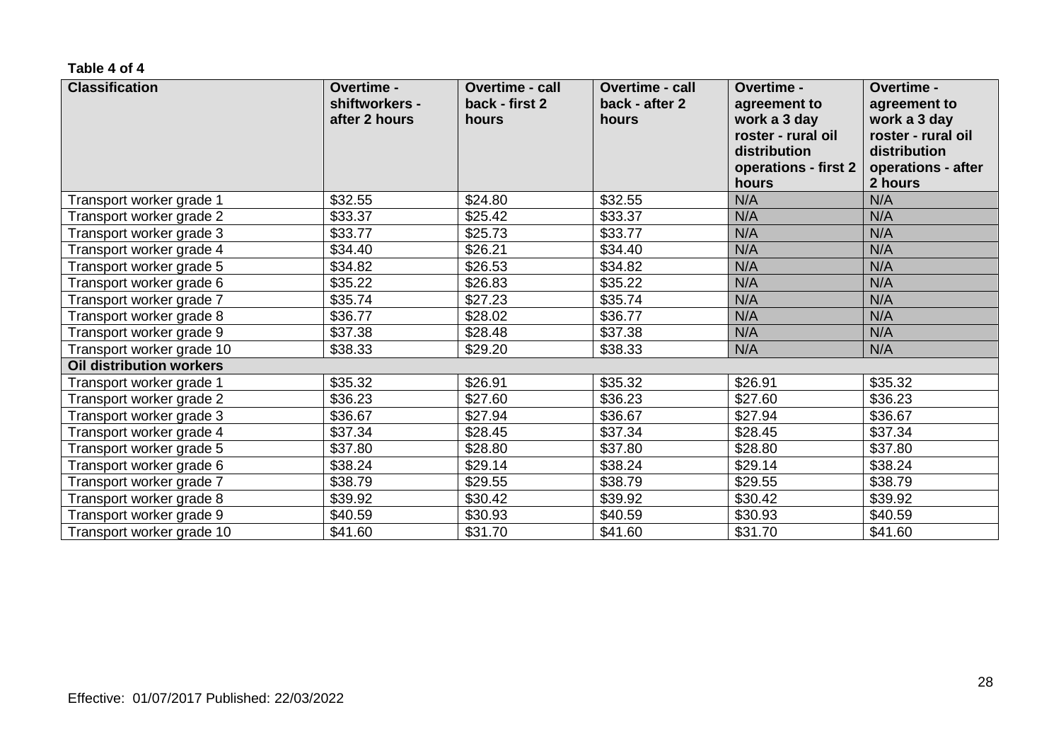**Table 4 of 4**

| Classification | Overtime - shiftworkers - after 2 hours | Overtime - call back - first 2 hours | Overtime - call back - after 2 hours | Overtime - agreement to work a 3 day roster - rural oil distribution operations - first 2 hours | Overtime - agreement to work a 3 day roster - rural oil distribution operations - after 2 hours |
|---|---|---|---|---|---|
| Transport worker grade 1 | $32.55 | $24.80 | $32.55 | N/A | N/A |
| Transport worker grade 2 | $33.37 | $25.42 | $33.37 | N/A | N/A |
| Transport worker grade 3 | $33.77 | $25.73 | $33.77 | N/A | N/A |
| Transport worker grade 4 | $34.40 | $26.21 | $34.40 | N/A | N/A |
| Transport worker grade 5 | $34.82 | $26.53 | $34.82 | N/A | N/A |
| Transport worker grade 6 | $35.22 | $26.83 | $35.22 | N/A | N/A |
| Transport worker grade 7 | $35.74 | $27.23 | $35.74 | N/A | N/A |
| Transport worker grade 8 | $36.77 | $28.02 | $36.77 | N/A | N/A |
| Transport worker grade 9 | $37.38 | $28.48 | $37.38 | N/A | N/A |
| Transport worker grade 10 | $38.33 | $29.20 | $38.33 | N/A | N/A |
| **Oil distribution workers** | | | | | |
| Transport worker grade 1 | $35.32 | $26.91 | $35.32 | $26.91 | $35.32 |
| Transport worker grade 2 | $36.23 | $27.60 | $36.23 | $27.60 | $36.23 |
| Transport worker grade 3 | $36.67 | $27.94 | $36.67 | $27.94 | $36.67 |
| Transport worker grade 4 | $37.34 | $28.45 | $37.34 | $28.45 | $37.34 |
| Transport worker grade 5 | $37.80 | $28.80 | $37.80 | $28.80 | $37.80 |
| Transport worker grade 6 | $38.24 | $29.14 | $38.24 | $29.14 | $38.24 |
| Transport worker grade 7 | $38.79 | $29.55 | $38.79 | $29.55 | $38.79 |
| Transport worker grade 8 | $39.92 | $30.42 | $39.92 | $30.42 | $39.92 |
| Transport worker grade 9 | $40.59 | $30.93 | $40.59 | $30.93 | $40.59 |
| Transport worker grade 10 | $41.60 | $31.70 | $41.60 | $31.70 | $41.60 |

Effective: 01/07/2017 Published: 22/03/2022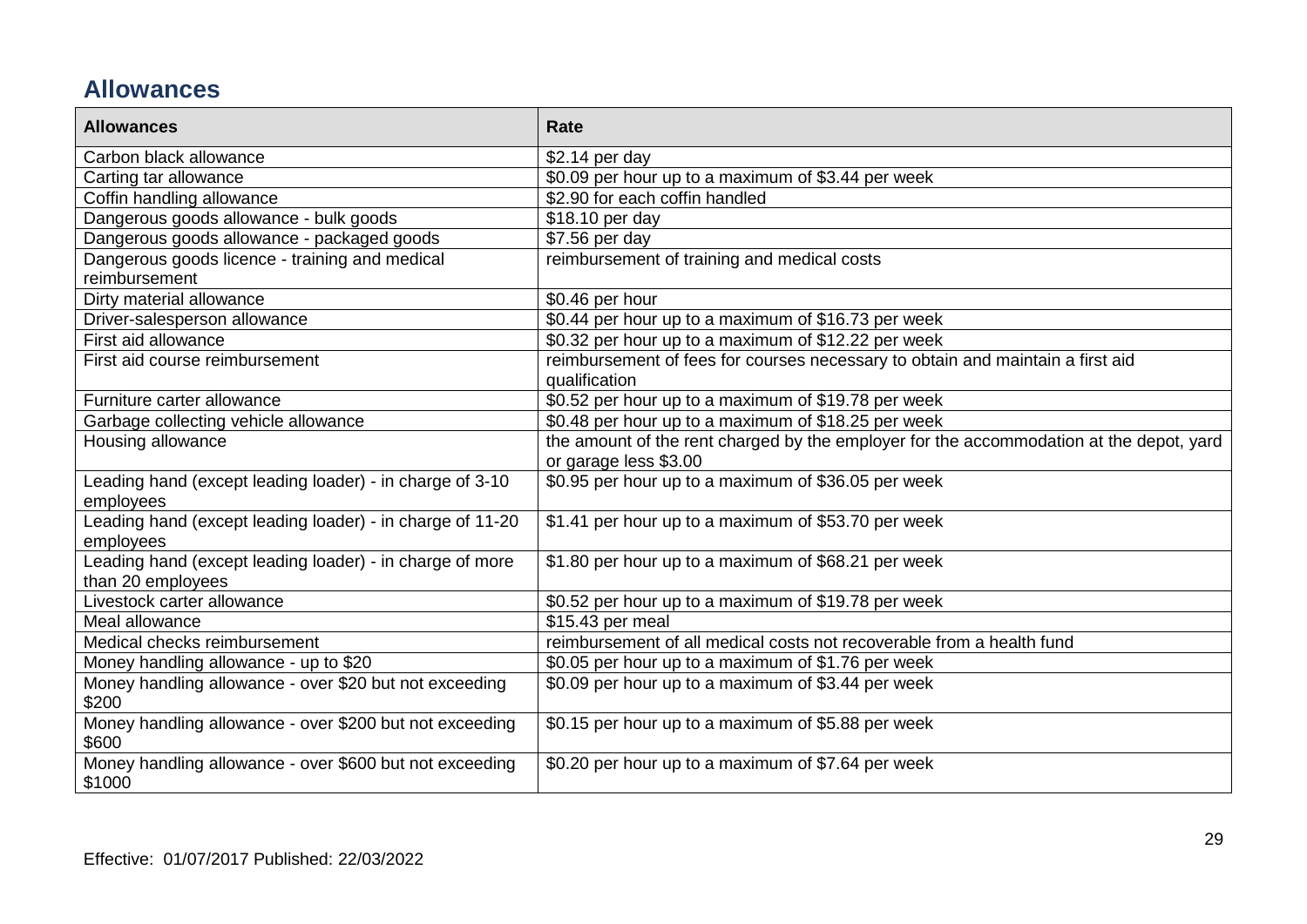## Allowances

| Allowances | Rate |
|---|---|
| Carbon black allowance | $2.14 per day |
| Carting tar allowance | $0.09 per hour up to a maximum of $3.44 per week |
| Coffin handling allowance | $2.90 for each coffin handled |
| Dangerous goods allowance - bulk goods | $18.10 per day |
| Dangerous goods allowance - packaged goods | $7.56 per day |
| Dangerous goods licence - training and medical reimbursement | reimbursement of training and medical costs |
| Dirty material allowance | $0.46 per hour |
| Driver-salesperson allowance | $0.44 per hour up to a maximum of $16.73 per week |
| First aid allowance | $0.32 per hour up to a maximum of $12.22 per week |
| First aid course reimbursement | reimbursement of fees for courses necessary to obtain and maintain a first aid qualification |
| Furniture carter allowance | $0.52 per hour up to a maximum of $19.78 per week |
| Garbage collecting vehicle allowance | $0.48 per hour up to a maximum of $18.25 per week |
| Housing allowance | the amount of the rent charged by the employer for the accommodation at the depot, yard or garage less $3.00 |
| Leading hand (except leading loader) - in charge of 3-10 employees | $0.95 per hour up to a maximum of $36.05 per week |
| Leading hand (except leading loader) - in charge of 11-20 employees | $1.41 per hour up to a maximum of $53.70 per week |
| Leading hand (except leading loader) - in charge of more than 20 employees | $1.80 per hour up to a maximum of $68.21 per week |
| Livestock carter allowance | $0.52 per hour up to a maximum of $19.78 per week |
| Meal allowance | $15.43 per meal |
| Medical checks reimbursement | reimbursement of all medical costs not recoverable from a health fund |
| Money handling allowance - up to $20 | $0.05 per hour up to a maximum of $1.76 per week |
| Money handling allowance - over $20 but not exceeding $200 | $0.09 per hour up to a maximum of $3.44 per week |
| Money handling allowance - over $200 but not exceeding $600 | $0.15 per hour up to a maximum of $5.88 per week |
| Money handling allowance - over $600 but not exceeding $1000 | $0.20 per hour up to a maximum of $7.64 per week |

Effective: 01/07/2017 Published: 22/03/2022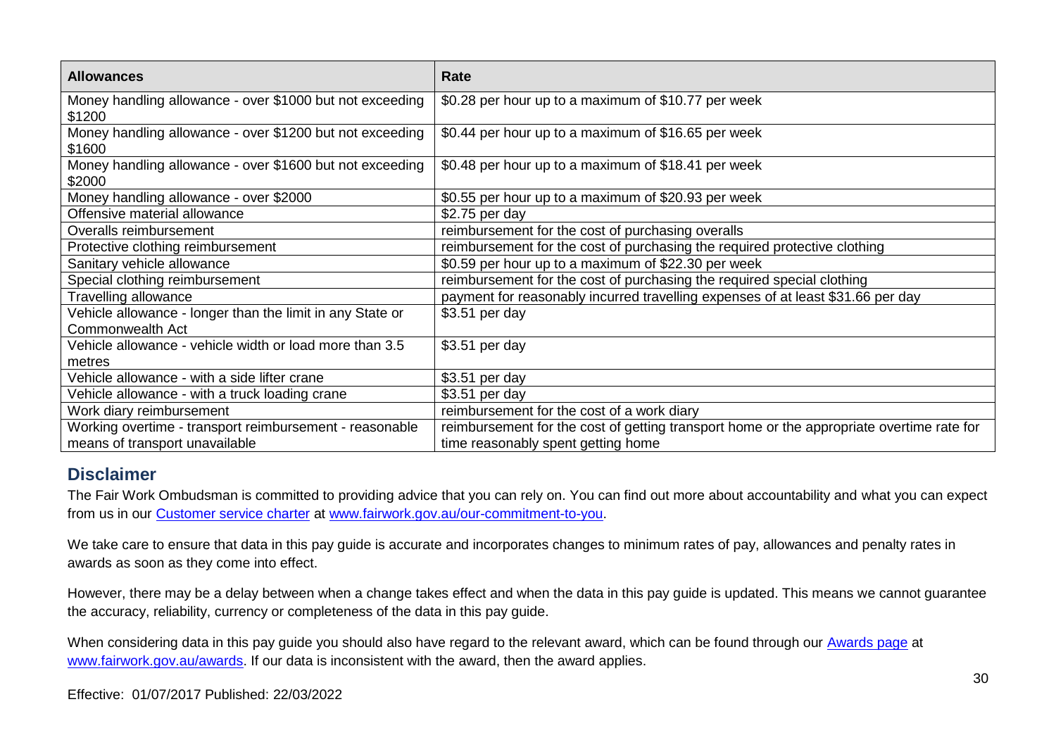| Allowances | Rate |
|---|---|
| Money handling allowance - over $1000 but not exceeding $1200 | $0.28 per hour up to a maximum of $10.77 per week |
| Money handling allowance - over $1200 but not exceeding $1600 | $0.44 per hour up to a maximum of $16.65 per week |
| Money handling allowance - over $1600 but not exceeding $2000 | $0.48 per hour up to a maximum of $18.41 per week |
| Money handling allowance - over $2000 | $0.55 per hour up to a maximum of $20.93 per week |
| Offensive material allowance | $2.75 per day |
| Overalls reimbursement | reimbursement for the cost of purchasing overalls |
| Protective clothing reimbursement | reimbursement for the cost of purchasing the required protective clothing |
| Sanitary vehicle allowance | $0.59 per hour up to a maximum of $22.30 per week |
| Special clothing reimbursement | reimbursement for the cost of purchasing the required special clothing |
| Travelling allowance | payment for reasonably incurred travelling expenses of at least $31.66 per day |
| Vehicle allowance - longer than the limit in any State or Commonwealth Act | $3.51 per day |
| Vehicle allowance - vehicle width or load more than 3.5 metres | $3.51 per day |
| Vehicle allowance - with a side lifter crane | $3.51 per day |
| Vehicle allowance - with a truck loading crane | $3.51 per day |
| Work diary reimbursement | reimbursement for the cost of a work diary |
| Working overtime - transport reimbursement - reasonable means of transport unavailable | reimbursement for the cost of getting transport home or the appropriate overtime rate for time reasonably spent getting home |

## Disclaimer

The Fair Work Ombudsman is committed to providing advice that you can rely on. You can find out more about accountability and what you can expect from us in our Customer service charter at www.fairwork.gov.au/our-commitment-to-you.

We take care to ensure that data in this pay guide is accurate and incorporates changes to minimum rates of pay, allowances and penalty rates in awards as soon as they come into effect.

However, there may be a delay between when a change takes effect and when the data in this pay guide is updated. This means we cannot guarantee the accuracy, reliability, currency or completeness of the data in this pay guide.

When considering data in this pay guide you should also have regard to the relevant award, which can be found through our Awards page at www.fairwork.gov.au/awards. If our data is inconsistent with the award, then the award applies.

Effective: 01/07/2017 Published: 22/03/2022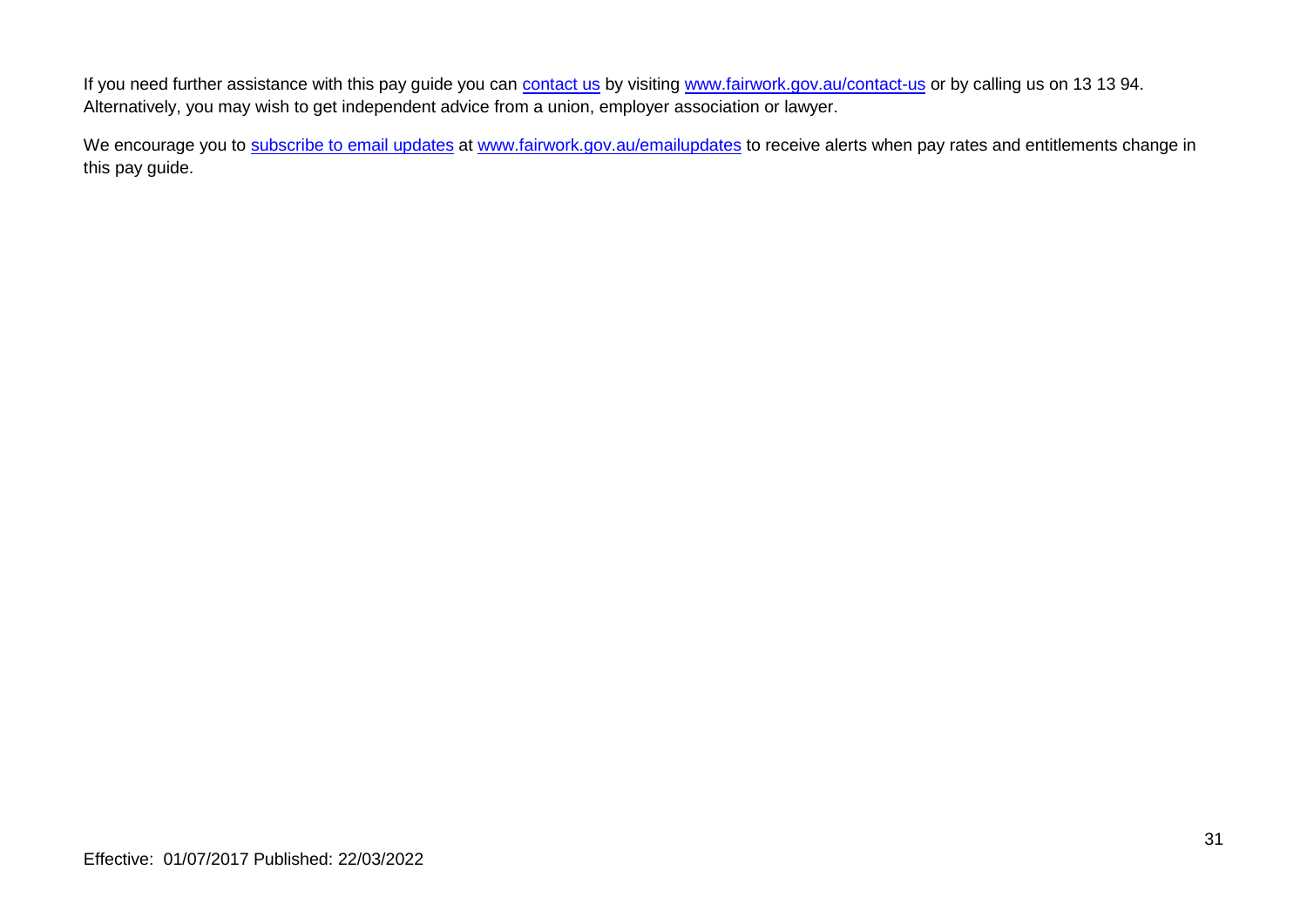If you need further assistance with this pay guide you can [contact us](http://www.fairwork.gov.au/contact-us) by visiting [www.fairwork.gov.au/contact-us](http://www.fairwork.gov.au/contact-us) or by calling us on 13 13 94. Alternatively, you may wish to get independent advice from a union, employer association or lawyer.

We encourage you to [subscribe to email updates](http://www.fairwork.gov.au/emailupdates) at [www.fairwork.gov.au/emailupdates](http://www.fairwork.gov.au/emailupdates) to receive alerts when pay rates and entitlements change in this pay guide.

Effective: 01/07/2017 Published: 22/03/2022